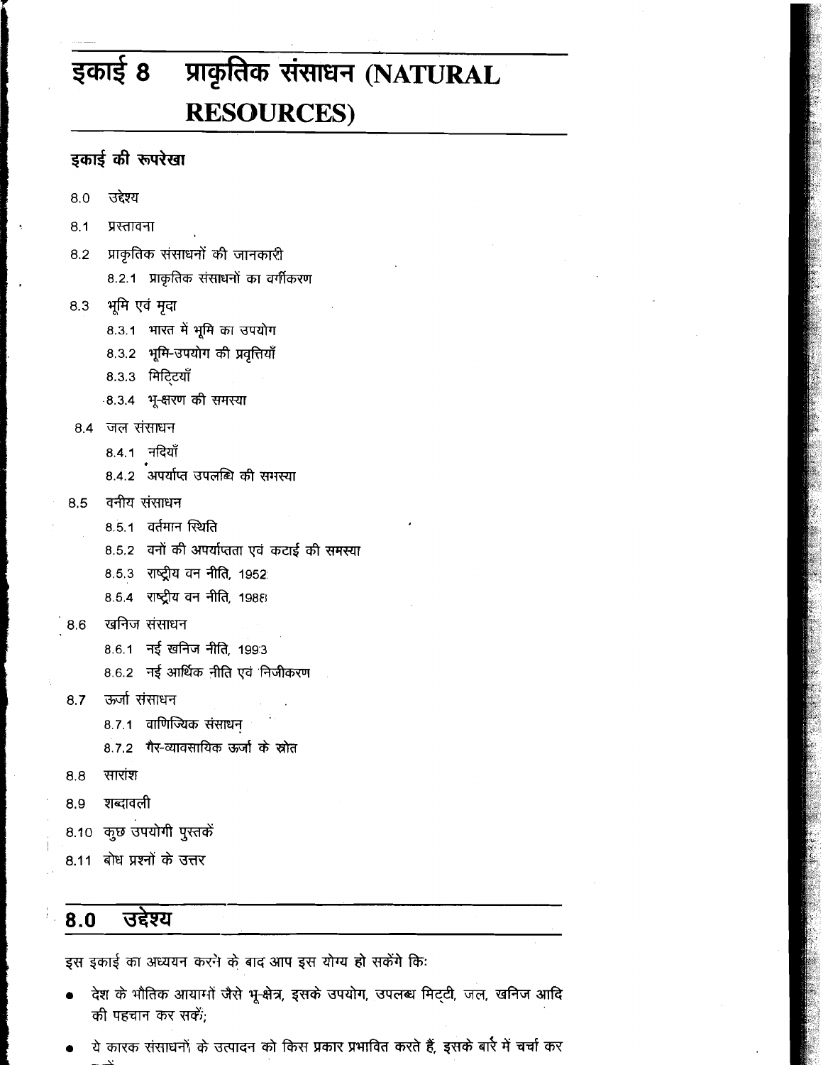# इकाई 8 प्राकृतिक संसाधन (NATURAL RESOURCES)

## इकाई की रूपरेखा

8.0 उद्देश्य

8.1 प्रस्तावना

8.2 प्राकृतिक संसाधनों की जानकारी

  8.2.1 प्राकृतिक संसाधनों का वर्गीकरण

8.3 भूमि एवं मृदा

  8.3.1 भारत में भूमि का उपयोग

  8.3.2 भूमि-उपयोग की प्रवृत्तियाँ

  8.3.3 मिट्टियाँ

  8.3.4 भू-क्षरण की समस्या

8.4 जल संसाधन

  8.4.1 नदियाँ

  8.4.2 अपर्याप्त उपलब्धि की समस्या

8.5 वनीय संसाधन

  8.5.1 वर्तमान स्थिति

  8.5.2 वनों की अपर्याप्तता एवं कटाई की समस्या

  8.5.3 राष्ट्रीय वन नीति, 1952

  8.5.4 राष्ट्रीय वन नीति, 1988

8.6 खनिज संसाधन

  8.6.1 नई खनिज नीति, 1993

  8.6.2 नई आर्थिक नीति एवं निजीकरण

8.7 ऊर्जा संसाधन

  8.7.1 वाणिज्यिक संसाधन

  8.7.2 गैर-व्यावसायिक ऊर्जा के स्रोत

8.8 सारांश

8.9 शब्दावली

8.10 कुछ उपयोगी पुस्तकें

8.11 बोध प्रश्नों के उत्तर

## 8.0 उद्देश्य

इस इकाई का अध्ययन करने के बाद आप इस योग्य हो सकेंगे किः

- देश के भौतिक आयामों जैसे भू-क्षेत्र, इसके उपयोग, उपलब्ध मिट्टी, जल, खनिज आदि की पहचान कर सकें;
- ये कारक संसाधनों के उत्पादन को किस प्रकार प्रभावित करते हैं, इसके बारे में चर्चा कर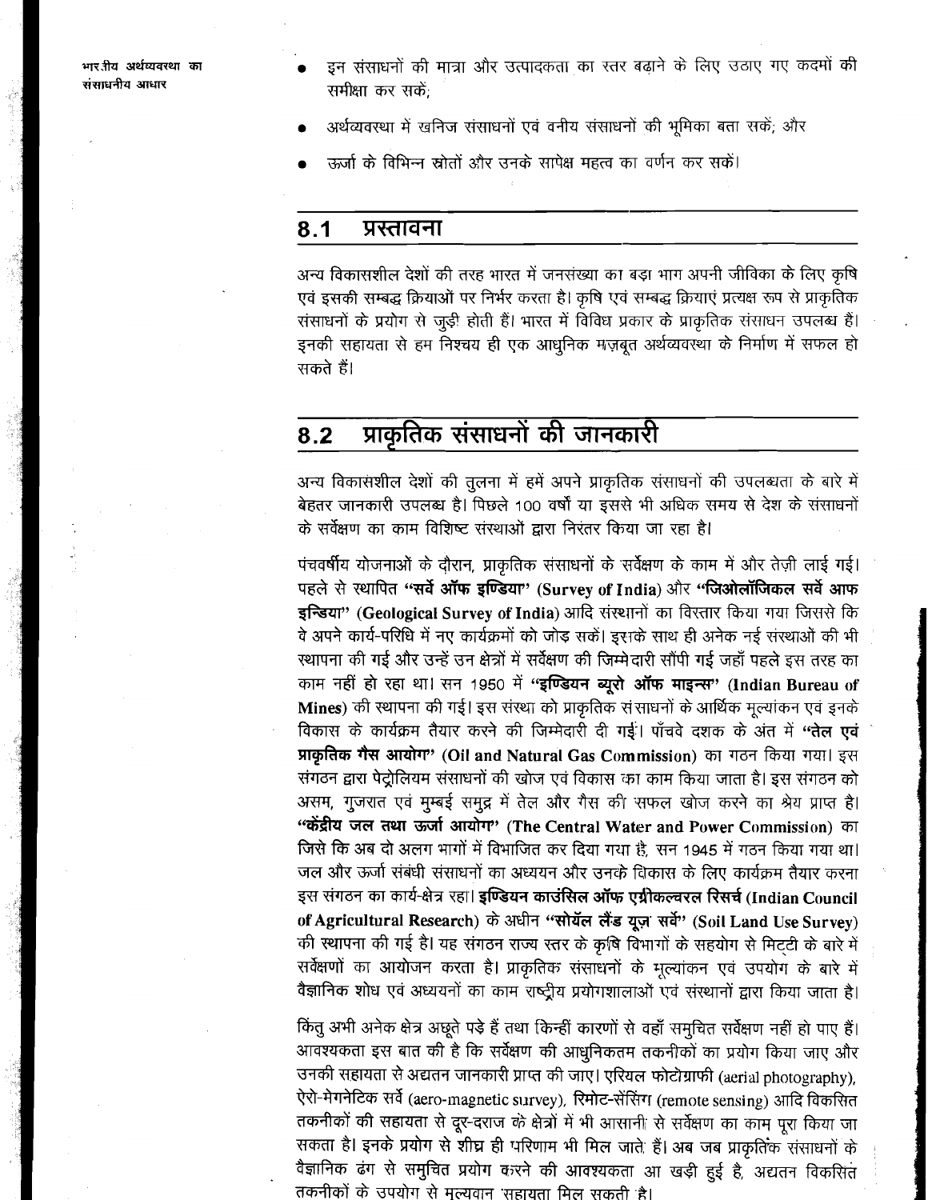- इन संसाधनों की मात्रा और उत्पादकता का स्तर बढ़ाने के लिए उठाए गए कदमों की समीक्षा कर सकें;
- अर्थव्यवस्था में खनिज संसाधनों एवं वनीय संसाधनों की भूमिका बता सकें; और
- ऊर्जा के विभिन्न स्रोतों और उनके सापेक्ष महत्व का वर्णन कर सकें।

## 8.1 प्रस्तावना

अन्य विकासशील देशों की तरह भारत में जनसंख्या का बड़ा भाग अपनी जीविका के लिए कृषि एवं इसकी सम्बद्ध क्रियाओं पर निर्भर करता है। कृषि एवं सम्बद्ध क्रियाएं प्रत्यक्ष रूप से प्राकृतिक संसाधनों के प्रयोग से जुड़ी होती हैं। भारत में विविध प्रकार के प्राकृतिक संसाधन उपलब्ध हैं। इनकी सहायता से हम निश्चय ही एक आधुनिक मज़बूत अर्थव्यवस्था के निर्माण में सफल हो सकते हैं।

## 8.2 प्राकृतिक संसाधनों की जानकारी

अन्य विकासशील देशों की तुलना में हमें अपने प्राकृतिक संसाधनों की उपलब्धता के बारे में बेहतर जानकारी उपलब्ध है। पिछले 100 वर्षों या इससे भी अधिक समय से देश के संसाधनों के सर्वेक्षण का काम विशिष्ट संस्थाओं द्वारा निरंतर किया जा रहा है।

पंचवर्षीय योजनाओं के दौरान, प्राकृतिक संसाधनों के सर्वेक्षण के काम में और तेज़ी लाई गई। पहले से स्थापित **"सर्वे ऑफ इण्डिया" (Survey of India)** और **"जिओलॉजिकल सर्वे आफ इन्डिया" (Geological Survey of India)** आदि संस्थानों का विस्तार किया गया जिससे कि वे अपने कार्य-परिधि में नए कार्यक्रमों को जोड़ सकें। इसके साथ ही अनेक नई संस्थाओं की भी स्थापना की गई और उन्हें उन क्षेत्रों में सर्वेक्षण की जिम्मेदारी सौंपी गई जहाँ पहले इस तरह का काम नहीं हो रहा था। सन 1950 में **"इण्डियन ब्यूरो ऑफ माइन्स" (Indian Bureau of Mines)** की स्थापना की गई। इस संस्था को प्राकृतिक संसाधनों के आर्थिक मूल्यांकन एवं इनके विकास के कार्यक्रम तैयार करने की जिम्मेदारी दी गई। पाँचवे दशक के अंत में **"तेल एवं प्राकृतिक गैस आयोग" (Oil and Natural Gas Commission)** का गठन किया गया। इस संगठन द्वारा पेट्रोलियम संसाधनों की खोज एवं विकास का काम किया जाता है। इस संगठन को असम, गुजरात एवं मुम्बई समुद्र में तेल और गैस की सफल खोज करने का श्रेय प्राप्त है। **"केंद्रीय जल तथा ऊर्जा आयोग" (The Central Water and Power Commission)** का जिसे कि अब दो अलग भागों में विभाजित कर दिया गया है, सन 1945 में गठन किया गया था। जल और ऊर्जा संबंधी संसाधनों का अध्ययन और उनके विकास के लिए कार्यक्रम तैयार करना इस संगठन का कार्य-क्षेत्र रहा। **इण्डियन काउंसिल ऑफ एग्रीकल्चरल रिसर्च (Indian Council of Agricultural Research)** के अधीन **"सोयॅल लैंड यूज़ सर्वे" (Soil Land Use Survey)** की स्थापना की गई है। यह संगठन राज्य स्तर के कृषि विभागों के सहयोग से मिट्टी के बारे में सर्वेक्षणों का आयोजन करता है। प्राकृतिक संसाधनों के मूल्यांकन एवं उपयोग के बारे में वैज्ञानिक शोध एवं अध्ययनों का काम राष्ट्रीय प्रयोगशालाओं एवं संस्थानों द्वारा किया जाता है।

किंतु अभी अनेक क्षेत्र अछूते पड़े हैं तथा किन्हीं कारणों से वहाँ समुचित सर्वेक्षण नहीं हो पाए हैं। आवश्यकता इस बात की है कि सर्वेक्षण की आधुनिकतम तकनीकों का प्रयोग किया जाए और उनकी सहायता से अद्यतन जानकारी प्राप्त की जाए। एरियल फोटोग्राफी (aerial photography), ऐरो-मेगनेटिक सर्वे (aero-magnetic survey), रिमोट-सेंसिंग (remote sensing) आदि विकसित तकनीकों की सहायता से दूर-दराज के क्षेत्रों में भी आसानी से सर्वेक्षण का काम पूरा किया जा सकता है। इनके प्रयोग से शीघ्र ही परिणाम भी मिल जाते हैं। अब जब प्राकृतिक संसाधनों के वैज्ञानिक ढंग से समुचित प्रयोग करने की आवश्यकता आ खड़ी हुई है, अद्यतन विकसित तकनीकों के उपयोग से मूल्यवान सहायता मिल सकती है।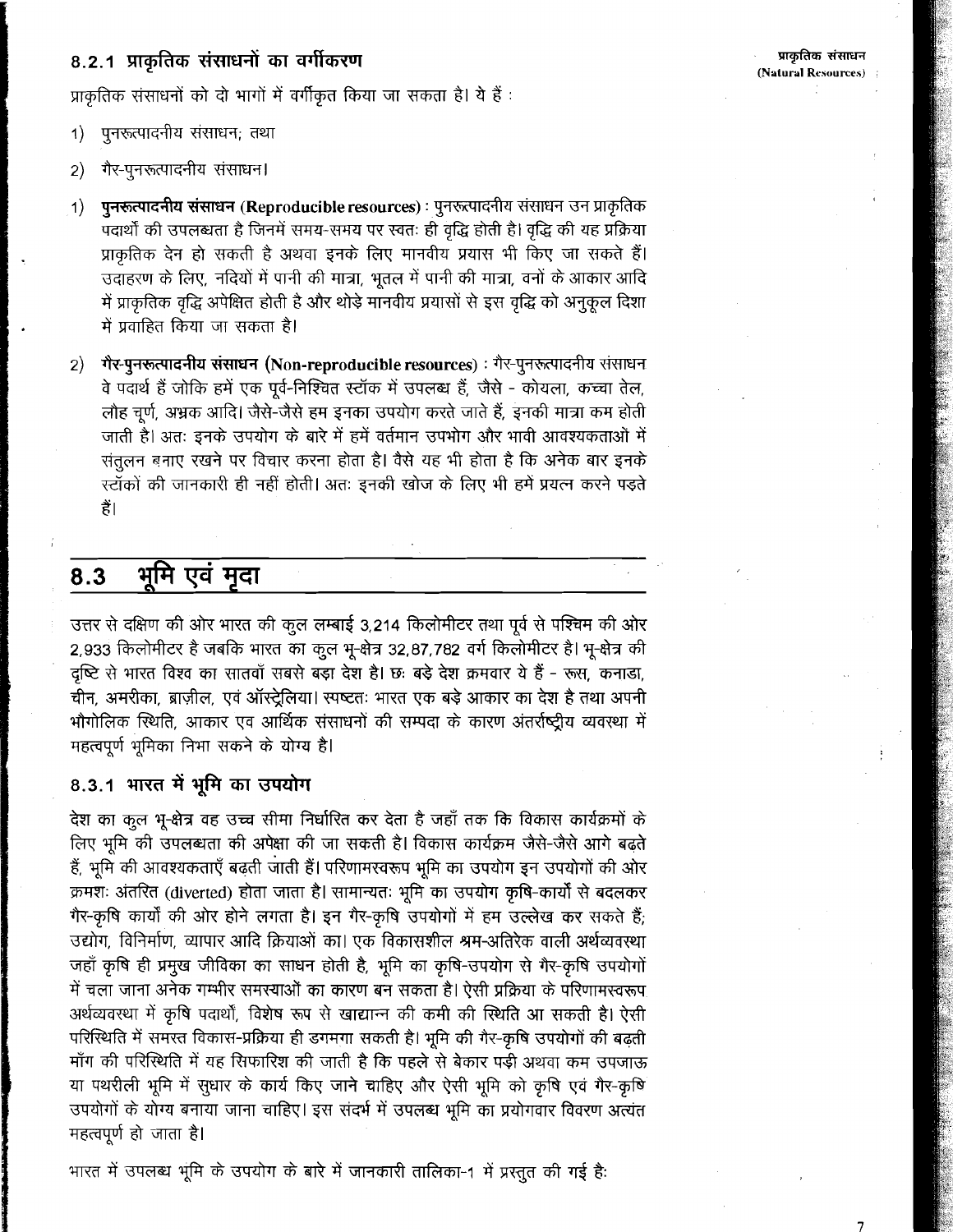### 8.2.1 प्राकृतिक संसाधनों का वर्गीकरण

प्राकृतिक संसाधनों को दो भागों में वर्गीकृत किया जा सकता है। ये हैं :

1) पुनरूत्पादनीय संसाधन; तथा
2) गैर-पुनरूत्पादनीय संसाधन।

1) **पुनरूत्पादनीय संसाधन (Reproducible resources)** : पुनरूत्पादनीय संसाधन उन प्राकृतिक पदार्थों की उपलब्धता है जिनमें समय-समय पर स्वतः ही वृद्धि होती है। वृद्धि की यह प्रक्रिया प्राकृतिक देन हो सकती है अथवा इनके लिए मानवीय प्रयास भी किए जा सकते हैं। उदाहरण के लिए, नदियों में पानी की मात्रा, भूतल में पानी की मात्रा, वनों के आकार आदि में प्राकृतिक वृद्धि अपेक्षित होती है और थोड़े मानवीय प्रयासों से इस वृद्धि को अनुकूल दिशा में प्रवाहित किया जा सकता है।

2) **गैर-पुनरूत्पादनीय संसाधन (Non-reproducible resources)** : गैर-पुनरूत्पादनीय संसाधन वे पदार्थ हैं जोकि हमें एक पूर्व-निश्चित स्टॉक में उपलब्ध हैं, जैसे - कोयला, कच्चा तेल, लौह चूर्ण, अभ्रक आदि। जैसे-जैसे हम इनका उपयोग करते जाते हैं, इनकी मात्रा कम होती जाती है। अतः इनके उपयोग के बारे में हमें वर्तमान उपभोग और भावी आवश्यकताओं में संतुलन बनाए रखने पर विचार करना होता है। वैसे यह भी होता है कि अनेक बार इनके स्टॉकों की जानकारी ही नहीं होती। अतः इनकी खोज के लिए भी हमें प्रयत्न करने पड़ते हैं।

## 8.3 भूमि एवं मृदा

उत्तर से दक्षिण की ओर भारत की कुल लम्बाई 3,214 किलोमीटर तथा पूर्व से पश्चिम की ओर 2,933 किलोमीटर है जबकि भारत का कुल भू-क्षेत्र 32,87,782 वर्ग किलोमीटर है। भू-क्षेत्र की दृष्टि से भारत विश्व का सातवाँ सबसे बड़ा देश है। छः बड़े देश क्रमवार ये हैं - रूस, कनाडा, चीन, अमरीका, ब्राज़ील, एवं ऑस्ट्रेलिया। स्पष्टतः भारत एक बड़े आकार का देश है तथा अपनी भौगोलिक स्थिति, आकार एव आर्थिक संसाधनों की सम्पदा के कारण अंतर्राष्ट्रीय व्यवस्था में महत्वपूर्ण भूमिका निभा सकने के योग्य है।

### 8.3.1 भारत में भूमि का उपयोग

देश का कुल भू-क्षेत्र वह उच्च सीमा निर्धारित कर देता है जहाँ तक कि विकास कार्यक्रमों के लिए भूमि की उपलब्धता की अपेक्षा की जा सकती है। विकास कार्यक्रम जैसे-जैसे आगे बढ़ते हैं, भूमि की आवश्यकताएँ बढ़ती जाती हैं। परिणामस्वरूप भूमि का उपयोग इन उपयोगों की ओर क्रमशः अंतरित (diverted) होता जाता है। सामान्यतः भूमि का उपयोग कृषि-कार्यों से बदलकर गैर-कृषि कार्यों की ओर होने लगता है। इन गैर-कृषि उपयोगों में हम उल्लेख कर सकते हैं; उद्योग, विनिर्माण, व्यापार आदि क्रियाओं का। एक विकासशील श्रम-अतिरेक वाली अर्थव्यवस्था जहाँ कृषि ही प्रमुख जीविका का साधन होती है, भूमि का कृषि-उपयोग से गैर-कृषि उपयोगों में चला जाना अनेक गम्भीर समस्याओं का कारण बन सकता है। ऐसी प्रक्रिया के परिणामस्वरूप अर्थव्यवस्था में कृषि पदार्थों, विशेष रूप से खाद्यान्न की कमी की स्थिति आ सकती है। ऐसी परिस्थिति में समस्त विकास-प्रक्रिया ही डगमगा सकती है। भूमि की गैर-कृषि उपयोगों की बढ़ती माँग की परिस्थिति में यह सिफारिश की जाती है कि पहले से बेकार पड़ी अथवा कम उपजाऊ या पथरीली भूमि में सुधार के कार्य किए जाने चाहिए और ऐसी भूमि को कृषि एवं गैर-कृषि उपयोगों के योग्य बनाया जाना चाहिए। इस संदर्भ में उपलब्ध भूमि का प्रयोगवार विवरण अत्यंत महत्वपूर्ण हो जाता है।

भारत में उपलब्ध भूमि के उपयोग के बारे में जानकारी तालिका-1 में प्रस्तुत की गई है: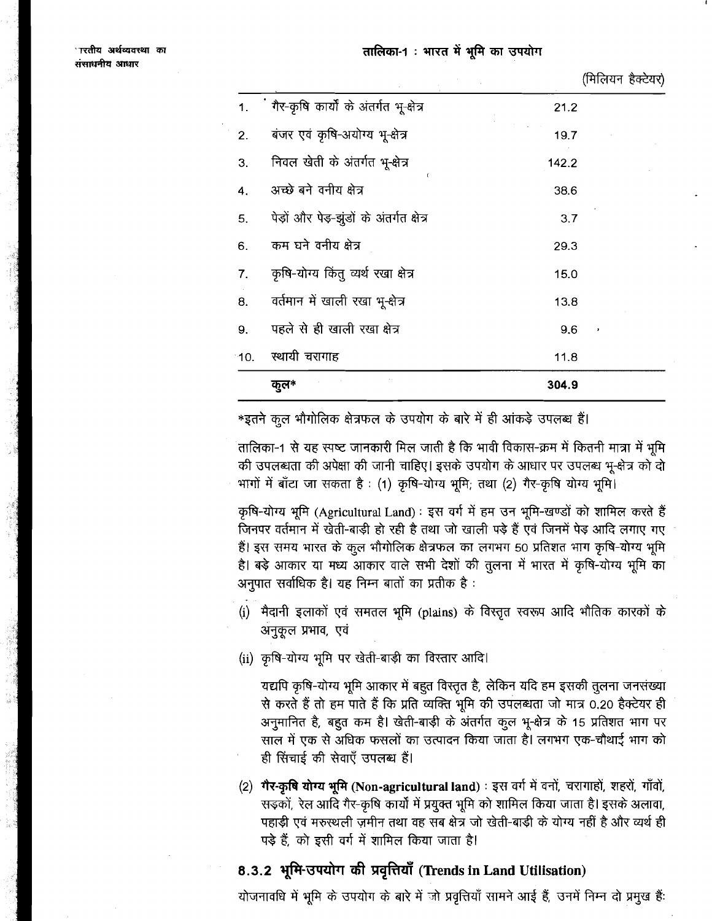**तालिका-1 : भारत में भूमि का उपयोग**

(मिलियन हैक्टेयर)

| | | |
|---|---|---|
| 1. | गैर-कृषि कार्यों के अंतर्गत भू-क्षेत्र | 21.2 |
| 2. | बंजर एवं कृषि-अयोग्य भू-क्षेत्र | 19.7 |
| 3. | निवल खेती के अंतर्गत भू-क्षेत्र | 142.2 |
| 4. | अच्छे बने वनीय क्षेत्र | 38.6 |
| 5. | पेड़ों और पेड़-झुंडों के अंतर्गत क्षेत्र | 3.7 |
| 6. | कम घने वनीय क्षेत्र | 29.3 |
| 7. | कृषि-योग्य किंतु व्यर्थ रखा क्षेत्र | 15.0 |
| 8. | वर्तमान में खाली रखा भू-क्षेत्र | 13.8 |
| 9. | पहले से ही खाली रखा क्षेत्र | 9.6 |
| 10. | स्थायी चरागाह | 11.8 |
| | **कुल*** | **304.9** |

*इतने कुल भौगोलिक क्षेत्रफल के उपयोग के बारे में ही आंकड़े उपलब्ध हैं।

तालिका-1 से यह स्पष्ट जानकारी मिल जाती है कि भावी विकास-क्रम में कितनी मात्रा में भूमि की उपलब्धता की अपेक्षा की जानी चाहिए। इसके उपयोग के आधार पर उपलब्ध भू-क्षेत्र को दो भागों में बाँटा जा सकता है : (1) कृषि-योग्य भूमि; तथा (2) गैर-कृषि योग्य भूमि।

कृषि-योग्य भूमि (Agricultural Land) : इस वर्ग में हम उन भूमि-खण्डों को शामिल करते हैं जिनपर वर्तमान में खेती-बाड़ी हो रही है तथा जो खाली पड़े हैं एवं जिनमें पेड़ आदि लगाए गए हैं। इस समय भारत के कुल भौगोलिक क्षेत्रफल का लगभग 50 प्रतिशत भाग कृषि-योग्य भूमि है। बड़े आकार या मध्य आकार वाले सभी देशों की तुलना में भारत में कृषि-योग्य भूमि का अनुपात सर्वाधिक है। यह निम्न बातों का प्रतीक है :

(i) मैदानी इलाकों एवं समतल भूमि (plains) के विस्तृत स्वरूप आदि भौतिक कारकों के अनुकूल प्रभाव, एवं

(ii) कृषि-योग्य भूमि पर खेती-बाड़ी का विस्तार आदि।

यद्यपि कृषि-योग्य भूमि आकार में बहुत विस्तृत है, लेकिन यदि हम इसकी तुलना जनसंख्या से करते हैं तो हम पाते हैं कि प्रति व्यक्ति भूमि की उपलब्धता जो मात्र 0.20 हैक्टेयर ही अनुमानित है, बहुत कम है। खेती-बाड़ी के अंतर्गत कुल भू-क्षेत्र के 15 प्रतिशत भाग पर साल में एक से अधिक फसलों का उत्पादन किया जाता है। लगभग एक-चौथाई भाग को ही सिंचाई की सेवाएँ उपलब्ध हैं।

(2) **गैर-कृषि योग्य भूमि (Non-agricultural land)** : इस वर्ग में वनों, चरागाहों, शहरों, गाँवों, सड़कों, रेल आदि गैर-कृषि कार्यों में प्रयुक्त भूमि को शामिल किया जाता है। इसके अलावा, पहाड़ी एवं मरुस्थली ज़मीन तथा वह सब क्षेत्र जो खेती-बाड़ी के योग्य नहीं है और व्यर्थ ही पड़े हैं, को इसी वर्ग में शामिल किया जाता है।

## 8.3.2 भूमि-उपयोग की प्रवृत्तियाँ (Trends in Land Utilisation)

योजनावधि में भूमि के उपयोग के बारे में जो प्रवृत्तियाँ सामने आई हैं, उनमें निम्न दो प्रमुख हैं: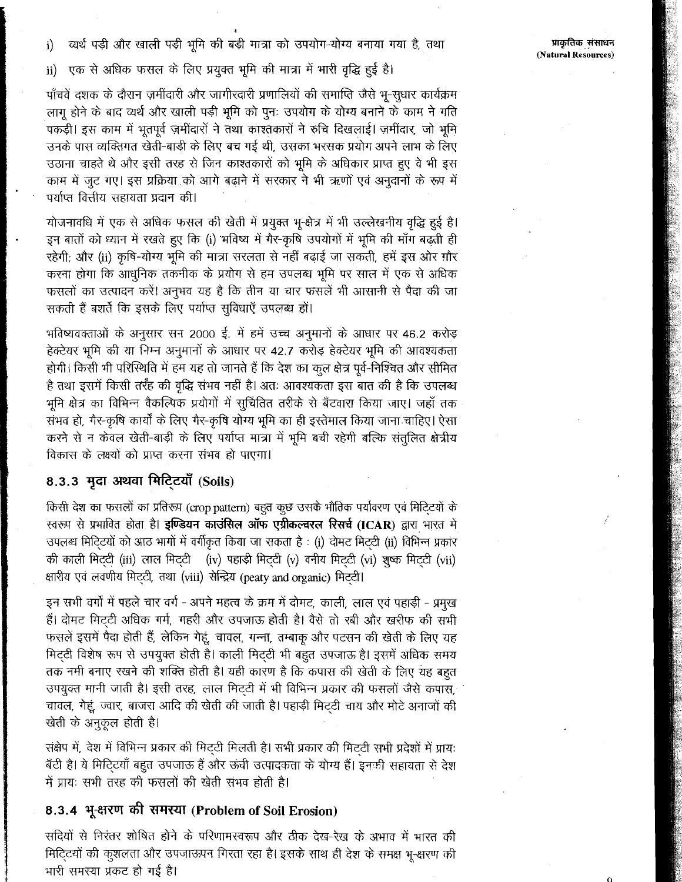i) व्यर्थ पड़ी और खाली पड़ी भूमि की बड़ी मात्रा को उपयोग-योग्य बनाया गया है, तथा

ii) एक से अधिक फसल के लिए प्रयुक्त भूमि की मात्रा में भारी वृद्धि हुई है।

पाँचवें दशक के दौरान ज़मींदारी और जागीरदारी प्रणालियों की समाप्ति जैसे भू-सुधार कार्यक्रम लागू होने के बाद व्यर्थ और खाली पड़ी भूमि को पुनः उपयोग के योग्य बनाने के काम ने गति पकड़ी। इस काम में भूतपूर्व ज़मींदारों ने तथा काश्तकारों ने रुचि दिखलाई। ज़मींदार, जो भूमि उनके पास व्यक्तिगत खेती-बाड़ी के लिए बच गई थी, उसका भरसक प्रयोग अपने लाभ के लिए उठाना चाहते थे और इसी तरह से जिन काश्तकारों को भूमि के अधिकार प्राप्त हुए वे भी इस काम में जुट गए। इस प्रक्रिया को आगे बढ़ाने में सरकार ने भी ऋणों एवं अनुदानों के रूप में पर्याप्त वित्तीय सहायता प्रदान की।

योजनावधि में एक से अधिक फसल की खेती में प्रयुक्त भू-क्षेत्र में भी उल्लेखनीय वृद्धि हुई है। इन बातों को ध्यान में रखते हुए कि (i) भविष्य में गैर-कृषि उपयोगों में भूमि की माँग बढ़ती ही रहेगी; और (ii) कृषि-योग्य भूमि की मात्रा सरलता से नहीं बढ़ाई जा सकती, हमें इस ओर गौर करना होगा कि आधुनिक तकनीक के प्रयोग से हम उपलब्ध भूमि पर साल में एक से अधिक फसलों का उत्पादन करें। अनुभव यह है कि तीन या चार फसलें भी आसानी से पैदा की जा सकती हैं बशर्ते कि इसके लिए पर्याप्त सुविधाएँ उपलब्ध हों।

भविष्यवक्ताओं के अनुसार सन 2000 ई. में हमें उच्च अनुमानों के आधार पर 46.2 करोड़ हेक्टेयर भूमि की या निम्न अनुमानों के आधार पर 42.7 करोड़ हेक्टेयर भूमि की आवश्यकता होगी। किसी भी परिस्थिति में हम यह तो जानते हैं कि देश का कुल क्षेत्र पूर्व-निश्चित और सीमित है तथा इसमें किसी तरह की वृद्धि संभव नहीं है। अतः आवश्यकता इस बात की है कि उपलब्ध भूमि क्षेत्र का विभिन्न वैकल्पिक प्रयोगों में सुचिंतित तरीके से बँटवारा किया जाए। जहाँ तक संभव हो, गैर-कृषि कार्यों के लिए गैर-कृषि योग्य भूमि का ही इस्तेमाल किया जाना चाहिए। ऐसा करने से न केवल खेती-बाड़ी के लिए पर्याप्त मात्रा में भूमि बची रहेगी बल्कि संतुलित क्षेत्रीय विकास के लक्ष्यों को प्राप्त करना संभव हो पाएगा।

### 8.3.3 मृदा अथवा मिट्टियाँ (Soils)

किसी देश का फसलों का प्रतिरूप (crop pattern) बहुत कुछ उसके भौतिक पर्यावरण एवं मिट्टियों के स्वरूप से प्रभावित होता है। **इण्डियन काउंसिल ऑफ एग्रीकल्चरल रिसर्च (ICAR)** द्वारा भारत में उपलब्ध मिट्टियों को आठ भागों में वर्गीकृत किया जा सकता है : (i) दोमट मिट्टी (ii) विभिन्न प्रकार की काली मिट्टी (iii) लाल मिट्टी (iv) पहाड़ी मिट्टी (v) वनीय मिट्टी (vi) शुष्क मिट्टी (vii) क्षारीय एवं लवणीय मिट्टी, तथा (viii) सेन्द्रिय (peaty and organic) मिट्टी।

इन सभी वर्गों में पहले चार वर्ग - अपने महत्व के क्रम में दोमट, काली, लाल एवं पहाड़ी - प्रमुख हैं। दोमट मिट्टी अधिक गर्म, गहरी और उपजाऊ होती है। वैसे तो रबी और खरीफ की सभी फसलें इसमें पैदा होती हैं, लेकिन गेहूं, चावल, गन्ना, तम्बाकू और पटसन की खेती के लिए यह मिट्टी विशेष रूप से उपयुक्त होती है। काली मिट्टी भी बहुत उपजाऊ है। इसमें अधिक समय तक नमी बनाए रखने की शक्ति होती है। यही कारण है कि कपास की खेती के लिए यह बहुत उपयुक्त मानी जाती है। इसी तरह, लाल मिट्टी में भी विभिन्न प्रकार की फसलों जैसे कपास, चावल, गेहूं, ज्वार, बाजरा आदि की खेती की जाती है। पहाड़ी मिट्टी चाय और मोटे अनाजों की खेती के अनुकूल होती है।

संक्षेप में, देश में विभिन्न प्रकार की मिट्टी मिलती है। सभी प्रकार की मिट्टी सभी प्रदेशों में प्रायः बँटी है। ये मिट्टियाँ बहुत उपजाऊ हैं और ऊंची उत्पादकता के योग्य हैं। इनकी सहायता से देश में प्रायः सभी तरह की फसलों की खेती संभव होती है।

### 8.3.4 भू-क्षरण की समस्या (Problem of Soil Erosion)

सदियों से निरंतर शोषित होने के परिणामस्वरूप और ठीक देख-रेख के अभाव में भारत की मिट्टियों की कुशलता और उपजाऊपन गिरता रहा है। इसके साथ ही देश के समक्ष भू-क्षरण की भारी समस्या प्रकट हो गई है।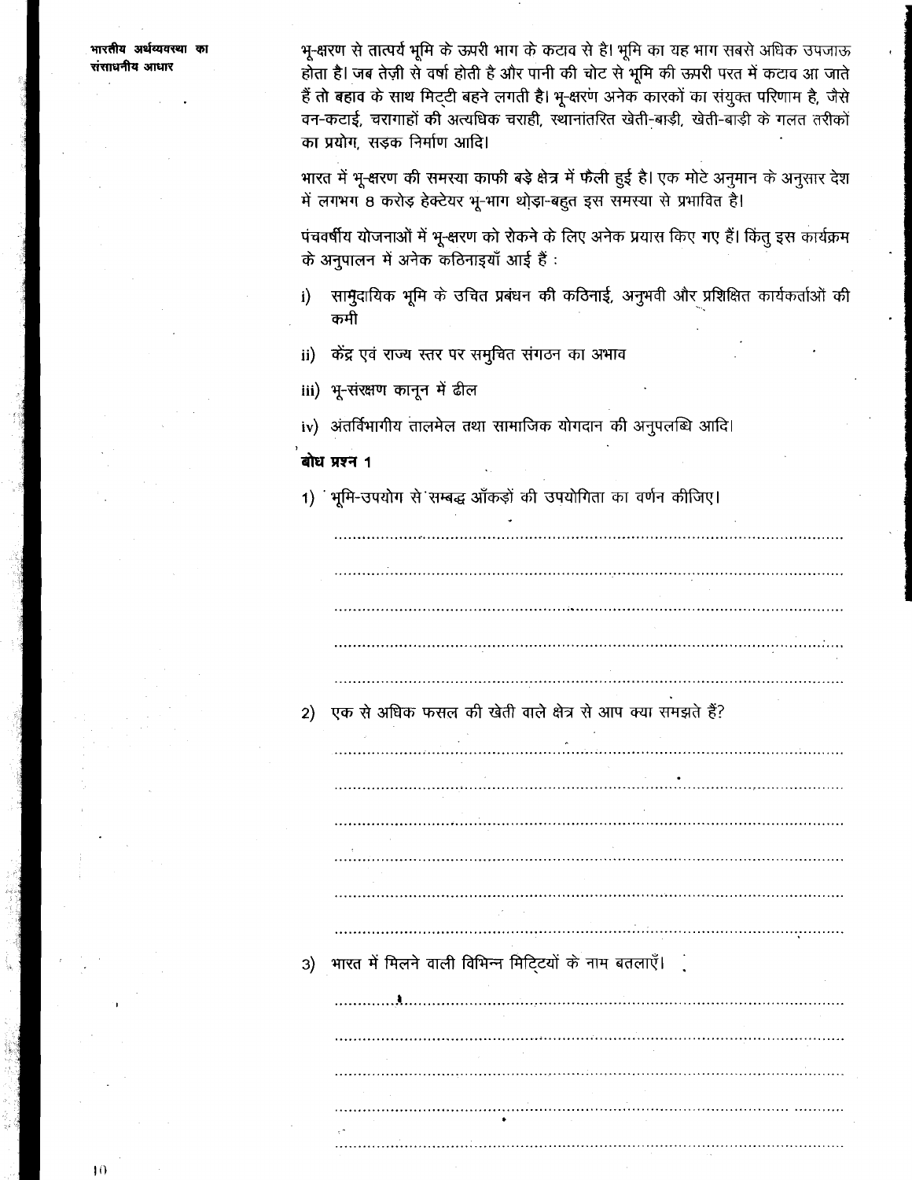भू-क्षरण से तात्पर्य भूमि के ऊपरी भाग के कटाव से है। भूमि का यह भाग सबसे अधिक उपजाऊ होता है। जब तेज़ी से वर्षा होती है और पानी की चोट से भूमि की ऊपरी परत में कटाव आ जाते हैं तो बहाव के साथ मिट्टी बहने लगती है। भू-क्षरण अनेक कारकों का संयुक्त परिणाम है, जैसे वन-कटाई, चरागाहों की अत्यधिक चराही, स्थानांतरित खेती-बाड़ी, खेती-बाड़ी के गलत तरीकों का प्रयोग, सड़क निर्माण आदि।

भारत में भू-क्षरण की समस्या काफी बड़े क्षेत्र में फैली हुई है। एक मोटे अनुमान के अनुसार देश में लगभग 8 करोड़ हेक्टेयर भू-भाग थोड़ा-बहुत इस समस्या से प्रभावित है।

पंचवर्षीय योजनाओं में भू-क्षरण को रोकने के लिए अनेक प्रयास किए गए हैं। किंतु इस कार्यक्रम के अनुपालन में अनेक कठिनाइयाँ आई हैं :

i) सामुदायिक भूमि के उचित प्रबंधन की कठिनाई, अनुभवी और प्रशिक्षित कार्यकर्ताओं की कमी

ii) केंद्र एवं राज्य स्तर पर समुचित संगठन का अभाव

iii) भू-संरक्षण कानून में ढील

iv) अंतर्विभागीय तालमेल तथा सामाजिक योगदान की अनुपलब्धि आदि।

**बोध प्रश्न 1**

1) भूमि-उपयोग से सम्बद्ध आँकड़ों की उपयोगिता का वर्णन कीजिए।

..............................................................................................................

..............................................................................................................

..............................................................................................................

..............................................................................................................

..............................................................................................................

2) एक से अधिक फसल की खेती वाले क्षेत्र से आप क्या समझते हैं?

..............................................................................................................

..............................................................................................................

..............................................................................................................

..............................................................................................................

..............................................................................................................

..............................................................................................................

3) भारत में मिलने वाली विभिन्न मिट्टियों के नाम बतलाएँ।

..............................................................................................................

..............................................................................................................

..............................................................................................................

..............................................................................................................

..............................................................................................................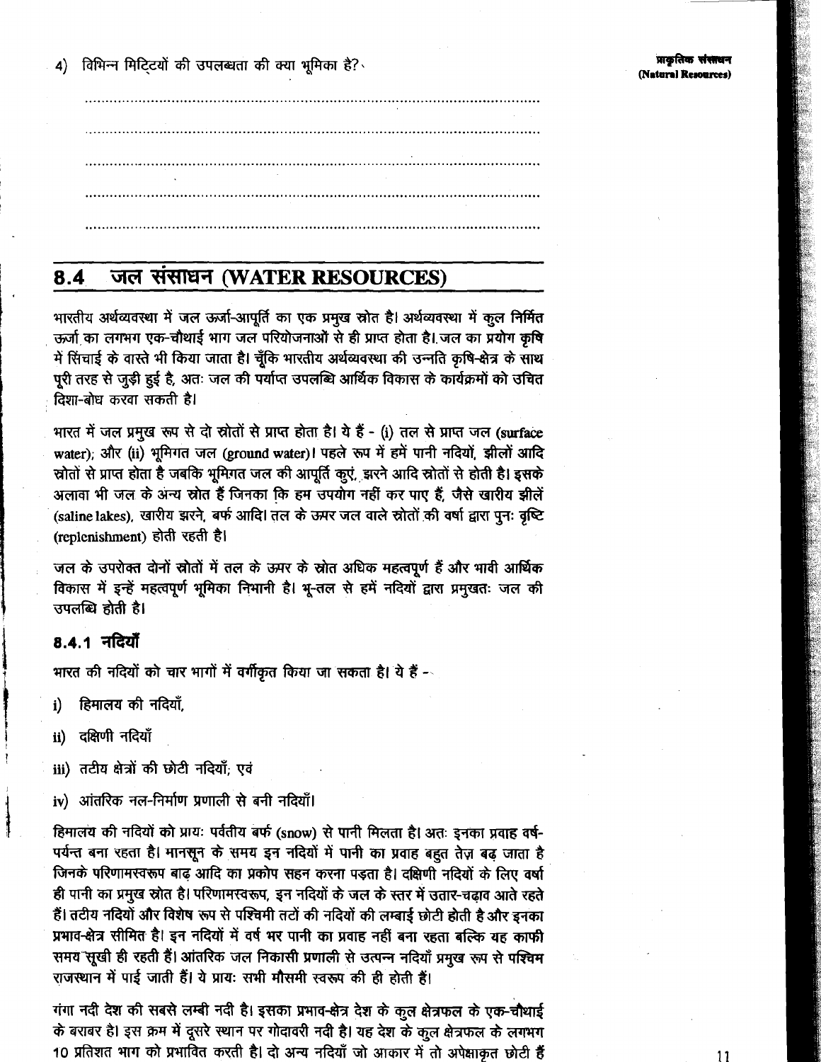4) विभिन्न मिट्टियों की उपलब्धता की क्या भूमिका है?

..............................................................................................................

..............................................................................................................

..............................................................................................................

..............................................................................................................

..............................................................................................................

## 8.4 जल संसाधन (WATER RESOURCES)

भारतीय अर्थव्यवस्था में जल ऊर्जा-आपूर्ति का एक प्रमुख स्रोत है। अर्थव्यवस्था में कुल निर्मित ऊर्जा का लगभग एक-चौथाई भाग जल परियोजनाओं से ही प्राप्त होता है। जल का प्रयोग कृषि में सिंचाई के वास्ते भी किया जाता है। चूँकि भारतीय अर्थव्यवस्था की उन्नति कृषि-क्षेत्र के साथ पूरी तरह से जुड़ी हुई है, अतः जल की पर्याप्त उपलब्धि आर्थिक विकास के कार्यक्रमों को उचित दिशा-बोध करवा सकती है।

भारत में जल प्रमुख रूप से दो स्रोतों से प्राप्त होता है। ये हैं - (i) तल से प्राप्त जल (surface water); और (ii) भूमिगत जल (ground water)। पहले रूप में हमें पानी नदियों, झीलों आदि स्रोतों से प्राप्त होता है जबकि भूमिगत जल की आपूर्ति कुएं, झरने आदि स्रोतों से होती है। इसके अलावा भी जल के अन्य स्रोत हैं जिनका कि हम उपयोग नहीं कर पाए हैं, जैसे खारीय झीलें (saline lakes), खारीय झरने, बर्फ आदि। तल के ऊपर जल वाले स्रोतों की वर्षा द्वारा पुनः वृष्टि (replenishment) होती रहती है।

जल के उपरोक्त दोनों स्रोतों में तल के ऊपर के स्रोत अधिक महत्वपूर्ण हैं और भावी आर्थिक विकास में इन्हें महत्वपूर्ण भूमिका निभानी है। भू-तल से हमें नदियों द्वारा प्रमुखतः जल की उपलब्धि होती है।

### 8.4.1 नदियाँ

भारत की नदियों को चार भागों में वर्गीकृत किया जा सकता है। ये हैं -

i) हिमालय की नदियाँ,

ii) दक्षिणी नदियाँ

iii) तटीय क्षेत्रों की छोटी नदियाँ; एवं

iv) आंतरिक नल-निर्माण प्रणाली से बनी नदियाँ।

हिमालय की नदियों को प्रायः पर्वतीय बर्फ (snow) से पानी मिलता है। अतः इनका प्रवाह वर्ष-पर्यन्त बना रहता है। मानसून के समय इन नदियों में पानी का प्रवाह बहुत तेज़ बढ़ जाता है जिनके परिणामस्वरूप बाढ़ आदि का प्रकोप सहन करना पड़ता है। दक्षिणी नदियों के लिए वर्षा ही पानी का प्रमुख स्रोत है। परिणामस्वरूप, इन नदियों के जल के स्तर में उतार-चढ़ाव आते रहते हैं। तटीय नदियों और विशेष रूप से पश्चिमी तटों की नदियों की लम्बाई छोटी होती है और इनका प्रभाव-क्षेत्र सीमित है। इन नदियों में वर्ष भर पानी का प्रवाह नहीं बना रहता बल्कि यह काफी समय सूखी ही रहती हैं। आंतरिक जल निकासी प्रणाली से उत्पन्न नदियाँ प्रमुख रूप से पश्चिम राजस्थान में पाई जाती हैं। ये प्रायः सभी मौसमी स्वरूप की ही होती हैं।

गंगा नदी देश की सबसे लम्बी नदी है। इसका प्रभाव-क्षेत्र देश के कुल क्षेत्रफल के एक-चौथाई के बराबर है। इस क्रम में दूसरे स्थान पर गोदावरी नदी है। यह देश के कुल क्षेत्रफल के लगभग 10 प्रतिशत भाग को प्रभावित करती है। दो अन्य नदियाँ जो आकार में तो अपेक्षाकृत छोटी हैं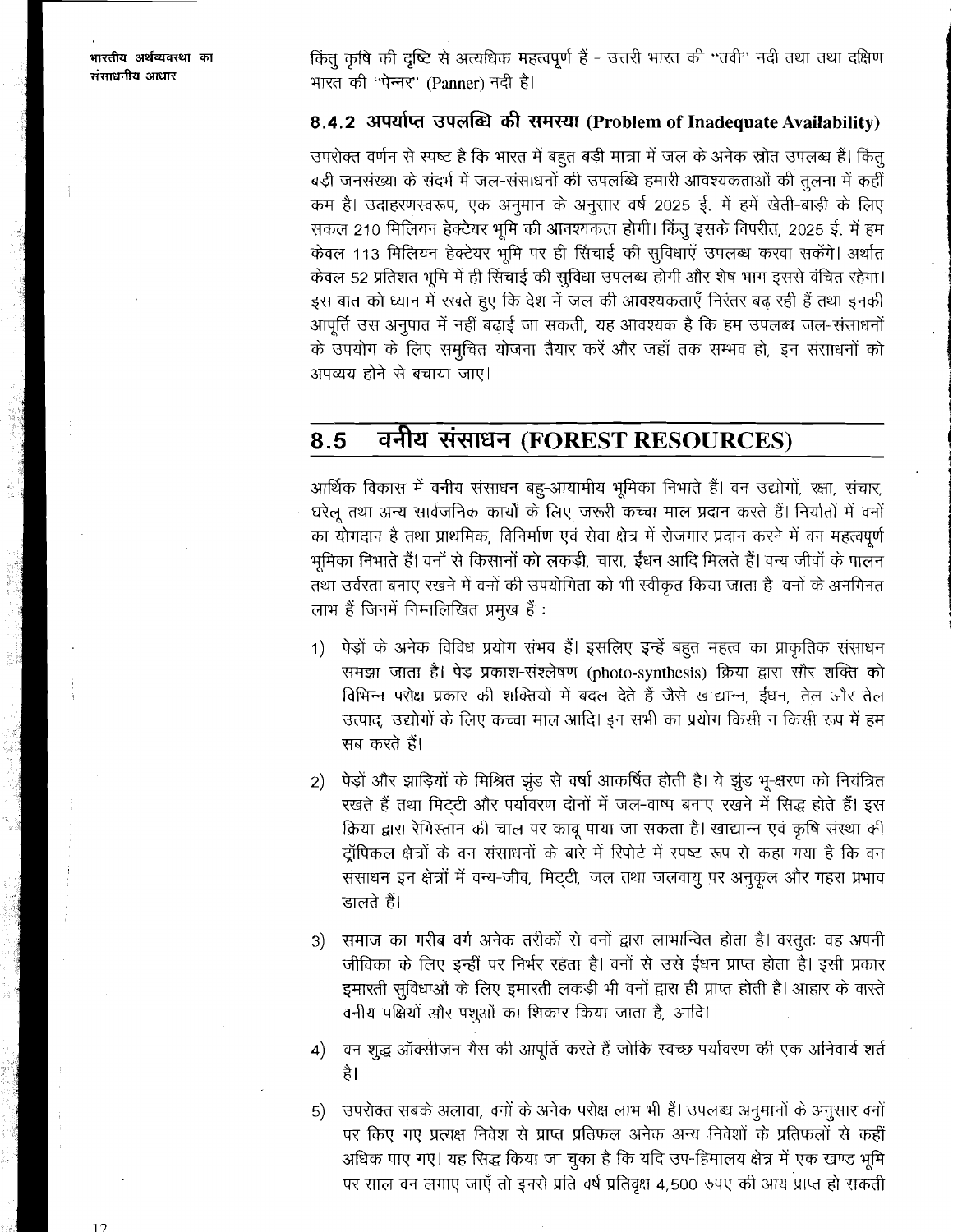किंतु कृषि की दृष्टि से अत्यधिक महत्वपूर्ण हैं - उत्तरी भारत की "तवी" नदी तथा तथा दक्षिण भारत की "पेन्नर" (Panner) नदी है।

### 8.4.2 अपर्याप्त उपलब्धि की समस्या (Problem of Inadequate Availability)

उपरोक्त वर्णन से स्पष्ट है कि भारत में बहुत बड़ी मात्रा में जल के अनेक स्रोत उपलब्ध हैं। किंतु बड़ी जनसंख्या के संदर्भ में जल-संसाधनों की उपलब्धि हमारी आवश्यकताओं की तुलना में कहीं कम है। उदाहरणस्वरूप, एक अनुमान के अनुसार वर्ष 2025 ई. में हमें खेती-बाड़ी के लिए सकल 210 मिलियन हेक्टेयर भूमि की आवश्यकता होगी। किंतु इसके विपरीत, 2025 ई. में हम केवल 113 मिलियन हेक्टेयर भूमि पर ही सिंचाई की सुविधाएँ उपलब्ध करवा सकेंगे। अर्थात केवल 52 प्रतिशत भूमि में ही सिंचाई की सुविधा उपलब्ध होगी और शेष भाग इससे वंचित रहेगा। इस बात को ध्यान में रखते हुए कि देश में जल की आवश्यकताएँ निरंतर बढ़ रही हैं तथा इनकी आपूर्ति उस अनुपात में नहीं बढ़ाई जा सकती, यह आवश्यक है कि हम उपलब्ध जल-संसाधनों के उपयोग के लिए समुचित योजना तैयार करें और जहाँ तक सम्भव हो, इन संसाधनों को अपव्यय होने से बचाया जाए।

## 8.5 वनीय संसाधन (FOREST RESOURCES)

आर्थिक विकास में वनीय संसाधन बहु-आयामीय भूमिका निभाते हैं। वन उद्योगों, रक्षा, संचार, घरेलू तथा अन्य सार्वजनिक कार्यों के लिए जरूरी कच्चा माल प्रदान करते हैं। निर्यातों में वनों का योगदान है तथा प्राथमिक, विनिर्माण एवं सेवा क्षेत्र में रोजगार प्रदान करने में वन महत्वपूर्ण भूमिका निभाते हैं। वनों से किसानों को लकड़ी, चारा, ईंधन आदि मिलते हैं। वन्य जीवों के पालन तथा उर्वरता बनाए रखने में वनों की उपयोगिता को भी स्वीकृत किया जाता है। वनों के अनगिनत लाभ हैं जिनमें निम्नलिखित प्रमुख हैं :

1) पेड़ों के अनेक विविध प्रयोग संभव हैं। इसलिए इन्हें बहुत महत्व का प्राकृतिक संसाधन समझा जाता है। पेड़ प्रकाश-संश्लेषण (photo-synthesis) क्रिया द्वारा सौर शक्ति को विभिन्न परोक्ष प्रकार की शक्तियों में बदल देते हैं जैसे खाद्यान्न, ईंधन, तेल और तेल उत्पाद, उद्योगों के लिए कच्चा माल आदि। इन सभी का प्रयोग किसी न किसी रूप में हम सब करते हैं।

2) पेड़ों और झाड़ियों के मिश्रित झुंड से वर्षा आकर्षित होती है। ये झुंड भू-क्षरण को नियंत्रित रखते हैं तथा मिट्टी और पर्यावरण दोनों में जल-वाष्प बनाए रखने में सिद्ध होते हैं। इस क्रिया द्वारा रेगिस्तान की चाल पर काबू पाया जा सकता है। खाद्यान्न एवं कृषि संस्था की ट्रॉपिकल क्षेत्रों के वन संसाधनों के बारे में रिपोर्ट में स्पष्ट रूप से कहा गया है कि वन संसाधन इन क्षेत्रों में वन्य-जीव, मिट्टी, जल तथा जलवायु पर अनुकूल और गहरा प्रभाव डालते हैं।

3) समाज का गरीब वर्ग अनेक तरीकों से वनों द्वारा लाभान्वित होता है। वस्तुतः वह अपनी जीविका के लिए इन्हीं पर निर्भर रहता है। वनों से उसे ईंधन प्राप्त होता है। इसी प्रकार इमारती सुविधाओं के लिए इमारती लकड़ी भी वनों द्वारा ही प्राप्त होती है। आहार के वास्ते वनीय पक्षियों और पशुओं का शिकार किया जाता है, आदि।

4) वन शुद्ध ऑक्सीज़न गैस की आपूर्ति करते हैं जोकि स्वच्छ पर्यावरण की एक अनिवार्य शर्त है।

5) उपरोक्त सबके अलावा, वनों के अनेक परोक्ष लाभ भी हैं। उपलब्ध अनुमानों के अनुसार वनों पर किए गए प्रत्यक्ष निवेश से प्राप्त प्रतिफल अनेक अन्य निवेशों के प्रतिफलों से कहीं अधिक पाए गए। यह सिद्ध किया जा चुका है कि यदि उप-हिमालय क्षेत्र में एक खण्ड भूमि पर साल वन लगाए जाएँ तो इनसे प्रति वर्ष प्रतिवृक्ष 4,500 रुपए की आय प्राप्त हो सकती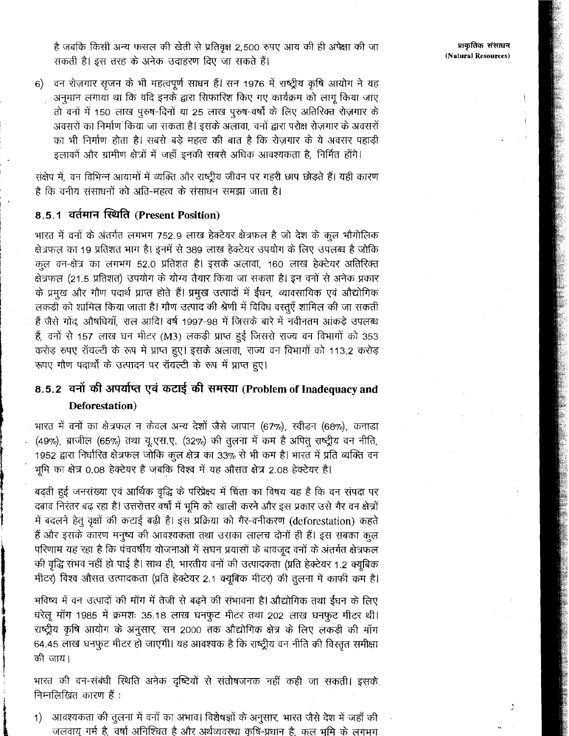है जबकि किसी अन्य फसल की खेती से प्रतिवृक्ष 2,500 रुपए आय की ही अपेक्षा की जा सकती है। इस तरह के अनेक उदाहरण दिए जा सकते हैं।

6) वन रोज़गार सृजन के भी महत्वपूर्ण साधन हैं। सन 1976 में राष्ट्रीय कृषि आयोग ने यह अनुमान लगाया था कि यदि इनके द्वारा सिफारिश किए गए कार्यक्रम को लागू किया जाए तो वनों में 150 लाख पुरुष-दिनों या 25 लाख पुरुष-वर्षों के लिए अतिरिक्त रोज़गार के अवसरों का निर्माण किया जा सकता है। इसके अलावा, वनों द्वारा परोक्ष रोज़गार के अवसरों का भी निर्माण होता है। सबसे बड़े महत्व की बात है कि रोज़गार के ये अवसर पहाड़ी इलाकों और ग्रामीण क्षेत्रों में जहाँ इनकी सबसे अधिक आवश्यकता है, निर्मित होंगे।

संक्षेप में, वन विभिन्न आयामों में व्यक्ति और राष्ट्रीय जीवन पर गहरी छाप छोड़ते हैं। यही कारण है कि वनीय संसाधनों को अति-महत्व के संसाधन समझा जाता है।

### 8.5.1 वर्तमान स्थिति (Present Position)

भारत में वनों के अंतर्गत लगभग 752.9 लाख हेक्टेयर क्षेत्रफल है जो देश के कुल भौगोलिक क्षेत्रफल का 19 प्रतिशत भाग है। इनमें से 389 लाख हेक्टेयर उपयोग के लिए उपलब्ध है जोकि कुल वन-क्षेत्र का लगभग 52.0 प्रतिशत है। इसके अलावा, 160 लाख हेक्टेयर अतिरिक्त क्षेत्रफल (21.5 प्रतिशत) उपयोग के योग्य तैयार किया जा सकता है। इन वनों से अनेक प्रकार के प्रमुख और गौण पदार्थ प्राप्त होते हैं। प्रमुख उत्पादों में ईंधन, व्यावसायिक एवं औद्योगिक लकड़ी को शामिल किया जाता है। गौण उत्पाद की श्रेणी में विविध वस्तुएँ शामिल की जा सकती हैं जैसे गोंद, औषधियाँ, राल आदि। वर्ष 1997-98 में जिसके बारे में नवीनतम आंकड़े उपलब्ध हैं, वनों से 157 लाख घन मीटर (M3) लकड़ी प्राप्त हुई जिससे राज्य वन विभागों को 353 करोड़ रुपए रॉयल्टी के रूप में प्राप्त हुए। इसके अलावा, राज्य वन विभागों को 113.2 करोड़ रूपए गौण पदार्थों के उत्पादन पर रॉयल्टी के रूप में प्राप्त हुए।

### 8.5.2 वनों की अपर्याप्त एवं कटाई की समस्या (Problem of Inadequacy and Deforestation)

भारत में वनों का क्षेत्रफल न केवल अन्य देशों जैसे जापान (67%), स्वीडन (68%), कनाडा (49%), ब्राजील (65%) तथा यू.एस.ए. (32%) की तुलना में कम है अपितु राष्ट्रीय वन नीति, 1952 द्वारा निर्धारित क्षेत्रफल जोकि कुल क्षेत्र का 33% से भी कम है। भारत में प्रति व्यक्ति वन भूमि का क्षेत्र 0.08 हेक्टेयर है जबकि विश्व में यह औसत क्षेत्र 2.08 हेक्टेयर है।

बढ़ती हुई जनसंख्या एवं आर्थिक वृद्धि के परिप्रेक्ष्य में चिंता का विषय यह है कि वन संपदा पर दबाव निरंतर बढ़ रहा है। उत्तरोत्तर वर्षों में भूमि को खाली करने और इस प्रकार उसे गैर वन क्षेत्रों में बदलने हेतु वृक्षों की कटाई बढ़ी है। इस प्रक्रिया को गैर-वनीकरण (deforestation) कहते हैं और इसके कारण मनुष्य की आवश्यकता तथा उसका लालच दोनों ही हैं। इस सबका कुल परिणाम यह रहा है कि पंचवर्षीय योजनाओं में सघन प्रयासों के बावजूद वनों के अंतर्गत क्षेत्रफल की वृद्धि संभव नहीं हो पाई है। साथ ही, भारतीय वनों की उत्पादकता (प्रति हेक्टेयर 1.2 क्यूबिक मीटर) विश्व औसत उत्पादकता (प्रति हेक्टेयर 2.1 क्यूबिक मीटर) की तुलना में काफी कम है।

भविष्य में वन उत्पादों की माँग में तेजी से बढ़ने की संभावना है। औद्योगिक तथा ईंधन के लिए घरेलू माँग 1985 में क्रमशः 35.18 लाख घनफुट मीटर तथा 202 लाख घनफुट मीटर थी। राष्ट्रीय कृषि आयोग के अनुसार, सन 2000 तक औद्योगिक क्षेत्र के लिए लकड़ी की माँग 64.45 लाख घनफुट मीटर हो जाएगी। यह आवश्यक है कि राष्ट्रीय वन नीति की विस्तृत समीक्षा की जाय।

भारत की वन-संबंधी स्थिति अनेक दृष्टियों से संतोषजनक नहीं कही जा सकती। इसके निम्नलिखित कारण हैं :

1) आवश्यकता की तुलना में वनों का अभाव। विशेषज्ञों के अनुसार, भारत जैसे देश में जहाँ की जलवायु गर्म है, वर्षा अनिश्चित है और अर्थव्यवस्था कृषि-प्रधान है, कुल भूमि के लगभग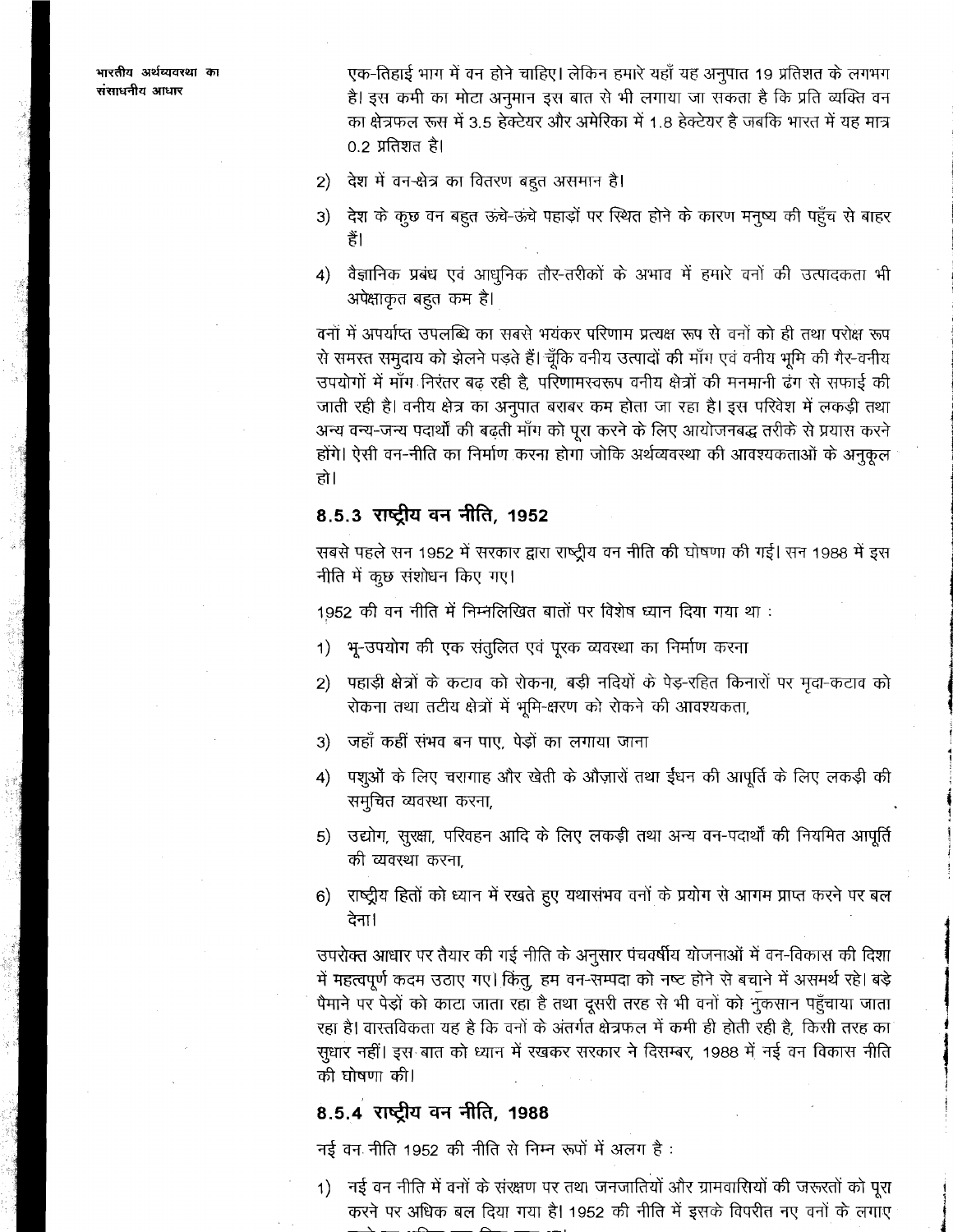एक-तिहाई भाग में वन होने चाहिए। लेकिन हमारे यहाँ यह अनुपात 19 प्रतिशत के लगभग है। इस कमी का मोटा अनुमान इस बात से भी लगाया जा सकता है कि प्रति व्यक्ति वन का क्षेत्रफल रूस में 3.5 हेक्टेयर और अमेरिका में 1.8 हेक्टेयर है जबकि भारत में यह मात्र 0.2 प्रतिशत है।

2) देश में वन-क्षेत्र का वितरण बहुत असमान है।

3) देश के कुछ वन बहुत ऊंचे-ऊंचे पहाड़ों पर स्थित होने के कारण मनुष्य की पहुँच से बाहर हैं।

4) वैज्ञानिक प्रबंध एवं आधुनिक तौर-तरीकों के अभाव में हमारे वनों की उत्पादकता भी अपेक्षाकृत बहुत कम है।

वनों में अपर्याप्त उपलब्धि का सबसे भयंकर परिणाम प्रत्यक्ष रूप से वनों को ही तथा परोक्ष रूप से समस्त समुदाय को झेलने पड़ते हैं। चूँकि वनीय उत्पादों की माँग एवं वनीय भूमि की गैर-वनीय उपयोगों में माँग निरंतर बढ़ रही है, परिणामस्वरूप वनीय क्षेत्रों की मनमानी ढंग से सफाई की जाती रही है। वनीय क्षेत्र का अनुपात बराबर कम होता जा रहा है। इस परिवेश में लकड़ी तथा अन्य वन्य-जन्य पदार्थों की बढ़ती माँग को पूरा करने के लिए आयोजनबद्ध तरीके से प्रयास करने होंगे। ऐसी वन-नीति का निर्माण करना होगा जोकि अर्थव्यवस्था की आवश्यकताओं के अनुकूल हो।

### 8.5.3 राष्ट्रीय वन नीति, 1952

सबसे पहले सन 1952 में सरकार द्वारा राष्ट्रीय वन नीति की घोषणा की गई। सन 1988 में इस नीति में कुछ संशोधन किए गए।

1952 की वन नीति में निम्नलिखित बातों पर विशेष ध्यान दिया गया था :

1) भू-उपयोग की एक संतुलित एवं पूरक व्यवस्था का निर्माण करना

2) पहाड़ी क्षेत्रों के कटाव को रोकना, बड़ी नदियों के पेड़-रहित किनारों पर मृदा-कटाव को रोकना तथा तटीय क्षेत्रों में भूमि-क्षरण को रोकने की आवश्यकता,

3) जहाँ कहीं संभव बन पाए, पेड़ों का लगाया जाना

4) पशुओं के लिए चरागाह और खेती के औज़ारों तथा ईंधन की आपूर्ति के लिए लकड़ी की समुचित व्यवस्था करना,

5) उद्योग, सुरक्षा, परिवहन आदि के लिए लकड़ी तथा अन्य वन-पदार्थों की नियमित आपूर्ति की व्यवस्था करना,

6) राष्ट्रीय हितों को ध्यान में रखते हुए यथासंभव वनों के प्रयोग से आगम प्राप्त करने पर बल देना।

उपरोक्त आधार पर तैयार की गई नीति के अनुसार पंचवर्षीय योजनाओं में वन-विकास की दिशा में महत्वपूर्ण कदम उठाए गए। किंतु, हम वन-सम्पदा को नष्ट होने से बचाने में असमर्थ रहे। बड़े पैमाने पर पेड़ों को काटा जाता रहा है तथा दूसरी तरह से भी वनों को नुकसान पहुँचाया जाता रहा है। वास्तविकता यह है कि वनों के अंतर्गत क्षेत्रफल में कमी ही होती रही है, किसी तरह का सुधार नहीं। इस बात को ध्यान में रखकर सरकार ने दिसम्बर, 1988 में नई वन विकास नीति की घोषणा की।

### 8.5.4 राष्ट्रीय वन नीति, 1988

नई वन नीति 1952 की नीति से निम्न रूपों में अलग है :

1) नई वन नीति में वनों के संरक्षण पर तथा जनजातियों और ग्रामवासियों की जरूरतों को पूरा करने पर अधिक बल दिया गया है। 1952 की नीति में इसके विपरीत नए वनों के लगाए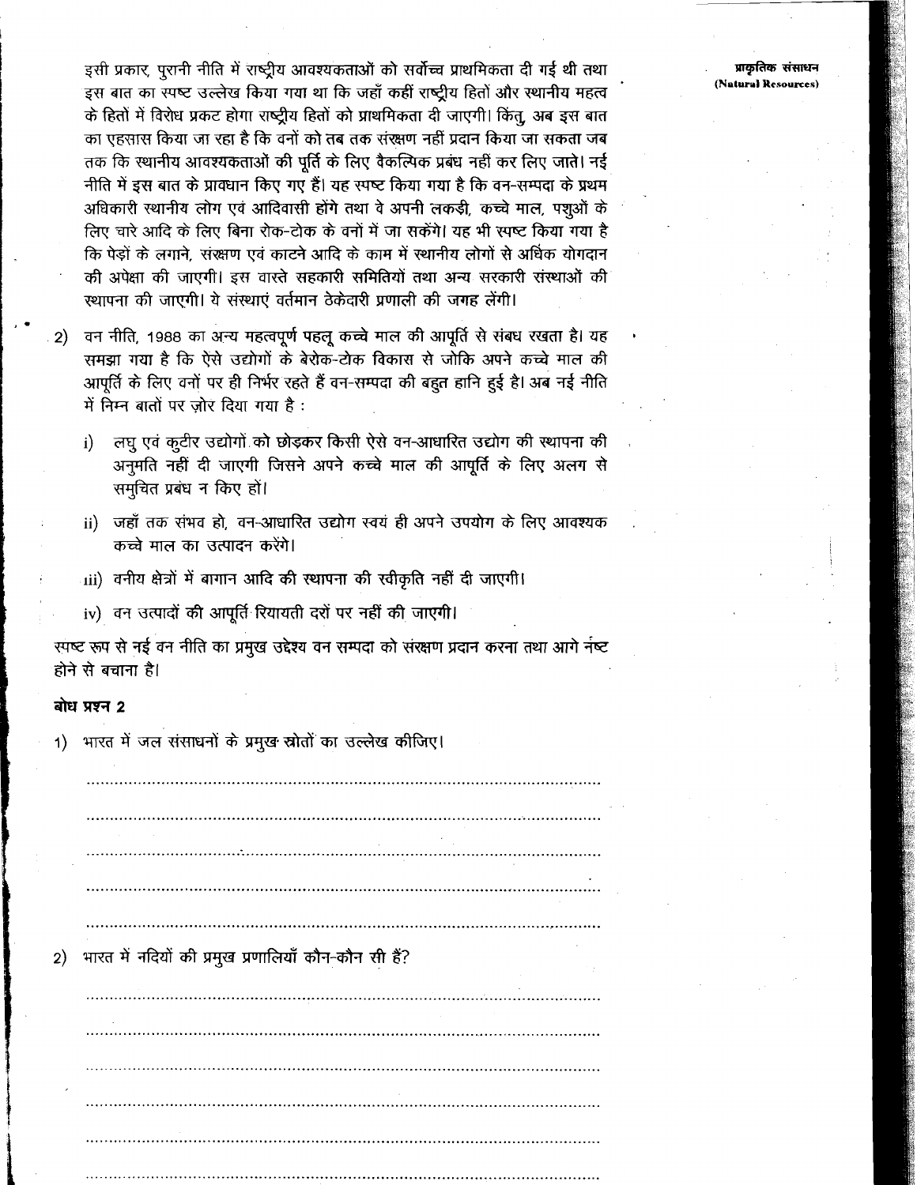इसी प्रकार, पुरानी नीति में राष्ट्रीय आवश्यकताओं को सर्वोच्च प्राथमिकता दी गई थी तथा इस बात का स्पष्ट उल्लेख किया गया था कि जहाँ कहीं राष्ट्रीय हितों और स्थानीय महत्व के हितों में विरोध प्रकट होगा राष्ट्रीय हितों को प्राथमिकता दी जाएगी। किंतु, अब इस बात का एहसास किया जा रहा है कि वनों को तब तक संरक्षण नहीं प्रदान किया जा सकता जब तक कि स्थानीय आवश्यकताओं की पूर्ति के लिए वैकल्पिक प्रबंध नहीं कर लिए जाते। नई नीति में इस बात के प्रावधान किए गए हैं। यह स्पष्ट किया गया है कि वन-सम्पदा के प्रथम अधिकारी स्थानीय लोग एवं आदिवासी होंगे तथा वे अपनी लकड़ी, कच्चे माल, पशुओं के लिए चारे आदि के लिए बिना रोक-टोक के वनों में जा सकेंगे। यह भी स्पष्ट किया गया है कि पेड़ों के लगाने, संरक्षण एवं काटने आदि के काम में स्थानीय लोगों से अधिक योगदान की अपेक्षा की जाएगी। इस वास्ते सहकारी समितियों तथा अन्य सरकारी संस्थाओं की स्थापना की जाएगी। ये संस्थाएं वर्तमान ठेकेदारी प्रणाली की जगह लेंगी।

2) वन नीति, 1988 का अन्य महत्वपूर्ण पहलू कच्चे माल की आपूर्ति से संबध रखता है। यह समझा गया है कि ऐसे उद्योगों के बेरोक-टोक विकास से जोकि अपने कच्चे माल की आपूर्ति के लिए वनों पर ही निर्भर रहते हैं वन-सम्पदा की बहुत हानि हुई है। अब नई नीति में निम्न बातों पर ज़ोर दिया गया है :

   i) लघु एवं कुटीर उद्योगों को छोड़कर किसी ऐसे वन-आधारित उद्योग की स्थापना की अनुमति नहीं दी जाएगी जिसने अपने कच्चे माल की आपूर्ति के लिए अलग से समुचित प्रबंध न किए हों।

   ii) जहाँ तक संभव हो, वन-आधारित उद्योग स्वयं ही अपने उपयोग के लिए आवश्यक कच्चे माल का उत्पादन करेंगे।

   iii) वनीय क्षेत्रों में बागान आदि की स्थापना की स्वीकृति नहीं दी जाएगी।

   iv) वन उत्पादों की आपूर्ति रियायती दरों पर नहीं की जाएगी।

स्पष्ट रूप से नई वन नीति का प्रमुख उद्देश्य वन सम्पदा को संरक्षण प्रदान करना तथा आगे नष्ट होने से बचाना है।

### बोध प्रश्न 2

1) भारत में जल संसाधनों के प्रमुख स्रोतों का उल्लेख कीजिए।

..........................................................................................................

..........................................................................................................

..........................................................................................................

..........................................................................................................

..........................................................................................................

2) भारत में नदियों की प्रमुख प्रणालियाँ कौन-कौन सी हैं?

..........................................................................................................

..........................................................................................................

..........................................................................................................

..........................................................................................................

..........................................................................................................

..........................................................................................................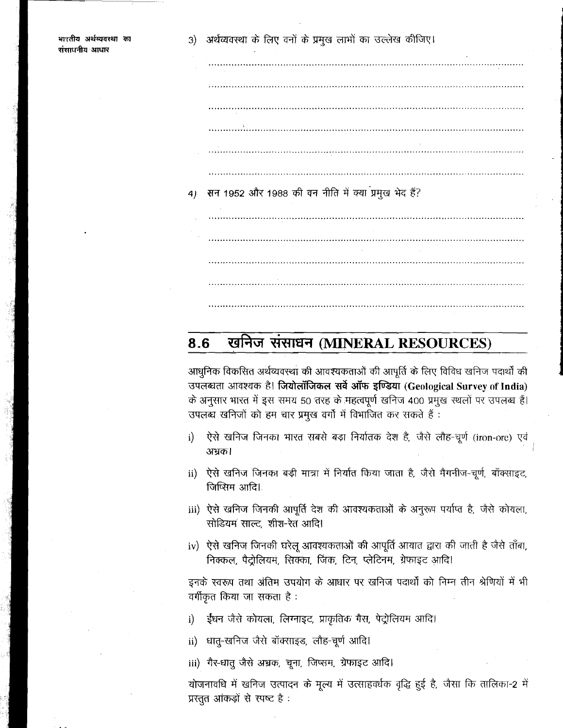3) अर्थव्यवस्था के लिए वनों के प्रमुख लाभों का उल्लेख कीजिए।

..................................................................................................................

..................................................................................................................

..................................................................................................................

..................................................................................................................

..................................................................................................................

..................................................................................................................

4) सन 1952 और 1988 की वन नीति में क्या प्रमुख भेद हैं?

..................................................................................................................

..................................................................................................................

..................................................................................................................

..................................................................................................................

..................................................................................................................

## 8.6 खनिज संसाधन (MINERAL RESOURCES)

आधुनिक विकसित अर्थव्यवस्था की आवश्यकताओं की आपूर्ति के लिए विविध खनिज पदार्थों की उपलब्धता आवश्यक है। **जियोलॉजिकल सर्वे ऑफ इण्डिया (Geological Survey of India)** के अनुसार भारत में इस समय 50 तरह के महत्वपूर्ण खनिज 400 प्रमुख स्थलों पर उपलब्ध हैं। उपलब्ध खनिजों को हम चार प्रमुख वर्गों में विभाजित कर सकते हैं :

i) ऐसे खनिज जिनका भारत सबसे बड़ा निर्यातक देश है, जैसे लौह-चूर्ण (iron-ore) एवं अभ्रक।

ii) ऐसे खनिज जिनका बड़ी मात्रा में निर्यात किया जाता है, जैसे मैगनीज-चूर्ण, बॉक्साइट, जिप्सिम आदि।

iii) ऐसे खनिज जिनकी आपूर्ति देश की आवश्यकताओं के अनुरूप पर्याप्त है, जैसे कोयला, सोडियम साल्ट, शीश-रेत आदि।

iv) ऐसे खनिज जिनकी घरेलू आवश्यकताओं की आपूर्ति आयात द्वारा की जाती है जैसे ताँबा, निक्कल, पैट्रोलियम, सिक्का, जिंक, टिन, प्लेटिनम, ग्रेफाइट आदि।

इनके स्वरूप तथा अंतिम उपयोग के आधार पर खनिज पदार्थों को निम्न तीन श्रेणियों में भी वर्गीकृत किया जा सकता है :

i) ईंधन जैसे कोयला, लिग्नाइट, प्राकृतिक गैस, पेट्रोलियम आदि।

ii) धातु-खनिज जैसे बॉक्साइड, लौह-चूर्ण आदि।

iii) गैर-धातु जैसे अभ्रक, चूना, जिप्सम, ग्रेफाइट आदि।

योजनावधि में खनिज उत्पादन के मूल्य में उत्साहवर्धक वृद्धि हुई है, जैसा कि तालिका-2 में प्रस्तुत आंकड़ों से स्पष्ट है :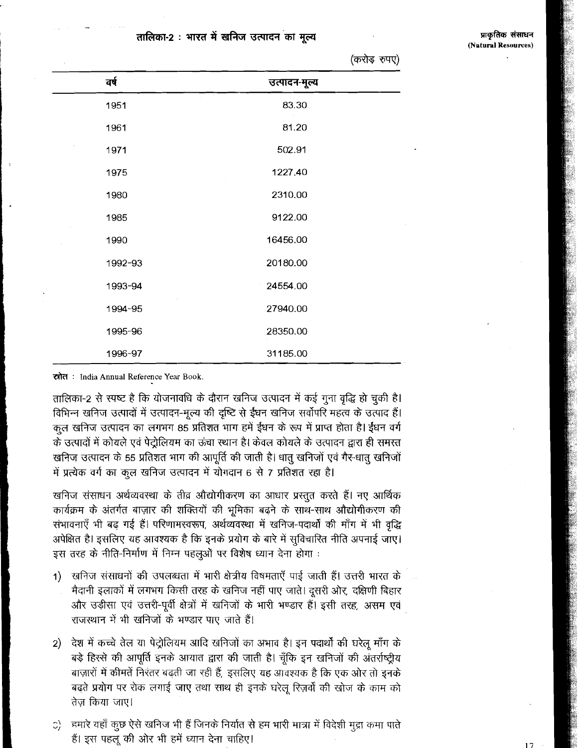**तालिका-2 : भारत में खनिज उत्पादन का मूल्य**

(करोड़ रुपए)

| वर्ष | उत्पादन-मूल्य |
|---|---|
| 1951 | 83.30 |
| 1961 | 81.20 |
| 1971 | 502.91 |
| 1975 | 1227.40 |
| 1980 | 2310.00 |
| 1985 | 9122.00 |
| 1990 | 16456.00 |
| 1992-93 | 20180.00 |
| 1993-94 | 24554.00 |
| 1994-95 | 27940.00 |
| 1995-96 | 28350.00 |
| 1996-97 | 31185.00 |

**स्रोत** : India Annual Reference Year Book.

तालिका-2 से स्पष्ट है कि योजनावधि के दौरान खनिज उत्पादन में कई गुना वृद्धि हो चुकी है। विभिन्न खनिज उत्पादों में उत्पादन-मूल्य की दृष्टि से ईंधन खनिज सर्वोपरि महत्व के उत्पाद हैं। कुल खनिज उत्पादन का लगभग 85 प्रतिशत भाग हमें ईंधन के रूप में प्राप्त होता है। ईंधन वर्ग के उत्पादों में कोयले एवं पेट्रोलियम का ऊंचा स्थान है। केवल कोयले के उत्पादन द्वारा ही समस्त खनिज उत्पादन के 55 प्रतिशत भाग की आपूर्ति की जाती है। धातु खनिजों एवं गैर-धातु खनिजों में प्रत्येक वर्ग का कुल खनिज उत्पादन में योगदान 6 से 7 प्रतिशत रहा है।

खनिज संसाधन अर्थव्यवस्था के तीव्र औद्योगीकरण का आधार प्रस्तुत करते हैं। नए आर्थिक कार्यक्रम के अंतर्गत बाज़ार की शक्तियों की भूमिका बढ़ने के साथ-साथ औद्योगीकरण की संभावनाएँ भी बढ़ गई हैं। परिणामस्वरूप, अर्थव्यवस्था में खनिज-पदार्थों की माँग में भी वृद्धि अपेक्षित है। इसलिए यह आवश्यक है कि इनके प्रयोग के बारे में सुविचारित नीति अपनाई जाए। इस तरह के नीति-निर्माण में निम्न पहलुओं पर विशेष ध्यान देना होगा :

1) खनिज संसाधनों की उपलब्धता में भारी क्षेत्रीय विषमताएँ पाई जाती हैं। उत्तरी भारत के मैदानी इलाकों में लगभग किसी तरह के खनिज नहीं पाए जाते। दूसरी ओर, दक्षिणी बिहार और उड़ीसा एवं उत्तरी-पूर्वी क्षेत्रों में खनिजों के भारी भण्डार हैं। इसी तरह, असम एवं राजस्थान में भी खनिजों के भण्डार पाए जाते हैं।

2) देश में कच्चे तेल या पेट्रोलियम आदि खनिजों का अभाव है। इन पदार्थों की घरेलू माँग के बड़े हिस्से की आपूर्ति इनके आयात द्वारा की जाती है। चूँकि इन खनिजों की अंतर्राष्ट्रीय बाज़ारों में कीमतें निरंतर बढ़ती जा रही हैं, इसलिए यह आवश्यक है कि एक ओर तो इनके बढ़ते प्रयोग पर रोक लगाई जाए तथा साथ ही इनके घरेलू रिज़र्वों की खोज के काम को तेज़ किया जाए।

3) हमारे यहाँ कुछ ऐसे खनिज भी हैं जिनके निर्यात से हम भारी मात्रा में विदेशी मुद्रा कमा पाते हैं। इस पहलू की ओर भी हमें ध्यान देना चाहिए।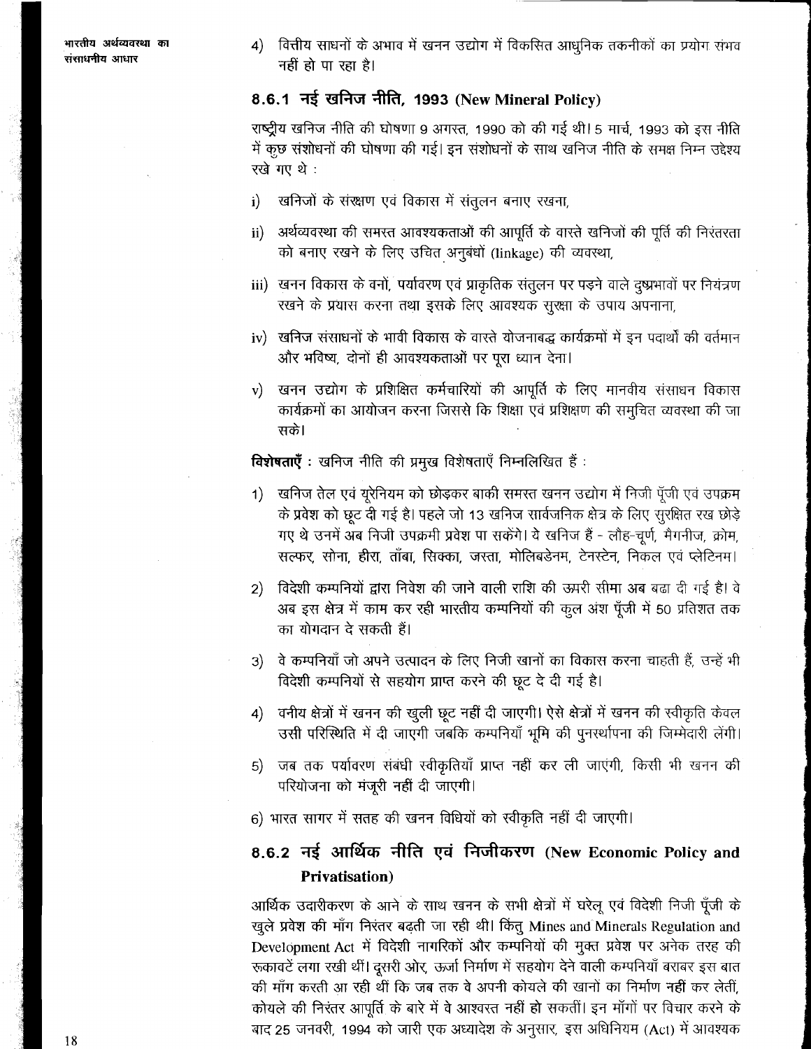4) वित्तीय साधनों के अभाव में खनन उद्योग में विकसित आधुनिक तकनीकों का प्रयोग संभव नहीं हो पा रहा है।

### 8.6.1 नई खनिज नीति, 1993 (New Mineral Policy)

राष्ट्रीय खनिज नीति की घोषणा 9 अगस्त, 1990 को की गई थी। 5 मार्च, 1993 को इस नीति में कुछ संशोधनों की घोषणा की गई। इन संशोधनों के साथ खनिज नीति के समक्ष निम्न उद्देश्य रखे गए थे :

i) खनिजों के संरक्षण एवं विकास में संतुलन बनाए रखना,

ii) अर्थव्यवस्था की समस्त आवश्यकताओं की आपूर्ति के वास्ते खनिजों की पूर्ति की निरंतरता को बनाए रखने के लिए उचित अनुबंधों (linkage) की व्यवस्था,

iii) खनन विकास के वनों, पर्यावरण एवं प्राकृतिक संतुलन पर पड़ने वाले दुष्प्रभावों पर नियंत्रण रखने के प्रयास करना तथा इसके लिए आवश्यक सुरक्षा के उपाय अपनाना,

iv) खनिज संसाधनों के भावी विकास के वास्ते योजनाबद्ध कार्यक्रमों में इन पदार्थों की वर्तमान और भविष्य, दोनों ही आवश्यकताओं पर पूरा ध्यान देना।

v) खनन उद्योग के प्रशिक्षित कर्मचारियों की आपूर्ति के लिए मानवीय संसाधन विकास कार्यक्रमों का आयोजन करना जिससे कि शिक्षा एवं प्रशिक्षण की समुचित व्यवस्था की जा सके।

**विशेषताएँ** : खनिज नीति की प्रमुख विशेषताएँ निम्नलिखित हैं :

1) खनिज तेल एवं यूरेनियम को छोड़कर बाकी समस्त खनन उद्योग में निजी पूँजी एवं उपक्रम के प्रवेश को छूट दी गई है। पहले जो 13 खनिज सार्वजनिक क्षेत्र के लिए सुरक्षित रख छोड़े गए थे उनमें अब निजी उपक्रमी प्रवेश पा सकेंगे। ये खनिज हैं - लौह-चूर्ण, मैगनीज, क्रोम, सल्फर, सोना, हीरा, ताँबा, सिक्का, जस्ता, मोलिबडेनम, टेनस्टेन, निकल एवं प्लेटिनम।

2) विदेशी कम्पनियों द्वारा निवेश की जाने वाली राशि की ऊपरी सीमा अब बढ़ा दी गई है। वे अब इस क्षेत्र में काम कर रही भारतीय कम्पनियों की कुल अंश पूँजी में 50 प्रतिशत तक का योगदान दे सकती हैं।

3) वे कम्पनियाँ जो अपने उत्पादन के लिए निजी खानों का विकास करना चाहती हैं, उन्हें भी विदेशी कम्पनियों से सहयोग प्राप्त करने की छूट दे दी गई है।

4) वनीय क्षेत्रों में खनन की खुली छूट नहीं दी जाएगी। ऐसे क्षेत्रों में खनन की स्वीकृति केवल उसी परिस्थिति में दी जाएगी जबकि कम्पनियाँ भूमि की पुनर्स्थापना की जिम्मेदारी लेंगी।

5) जब तक पर्यावरण संबंधी स्वीकृतियाँ प्राप्त नहीं कर ली जाएंगी, किसी भी खनन की परियोजना को मंजूरी नहीं दी जाएगी।

6) भारत सागर में सतह की खनन विधियों को स्वीकृति नहीं दी जाएगी।

### 8.6.2 नई आर्थिक नीति एवं निजीकरण (New Economic Policy and Privatisation)

आर्थिक उदारीकरण के आने के साथ खनन के सभी क्षेत्रों में घरेलू एवं विदेशी निजी पूँजी के खुले प्रवेश की माँग निरंतर बढ़ती जा रही थी। किंतु Mines and Minerals Regulation and Development Act में विदेशी नागरिकों और कम्पनियों की मुक्त प्रवेश पर अनेक तरह की रूकावटें लगा रखी थीं। दूसरी ओर, ऊर्जा निर्माण में सहयोग देने वाली कम्पनियाँ बराबर इस बात की माँग करती आ रही थीं कि जब तक वे अपनी कोयले की खानों का निर्माण नहीं कर लेतीं, कोयले की निरंतर आपूर्ति के बारे में वे आश्वस्त नहीं हो सकतीं। इन माँगों पर विचार करने के बाद 25 जनवरी, 1994 को जारी एक अध्यादेश के अनुसार, इस अधिनियम (Act) में आवश्यक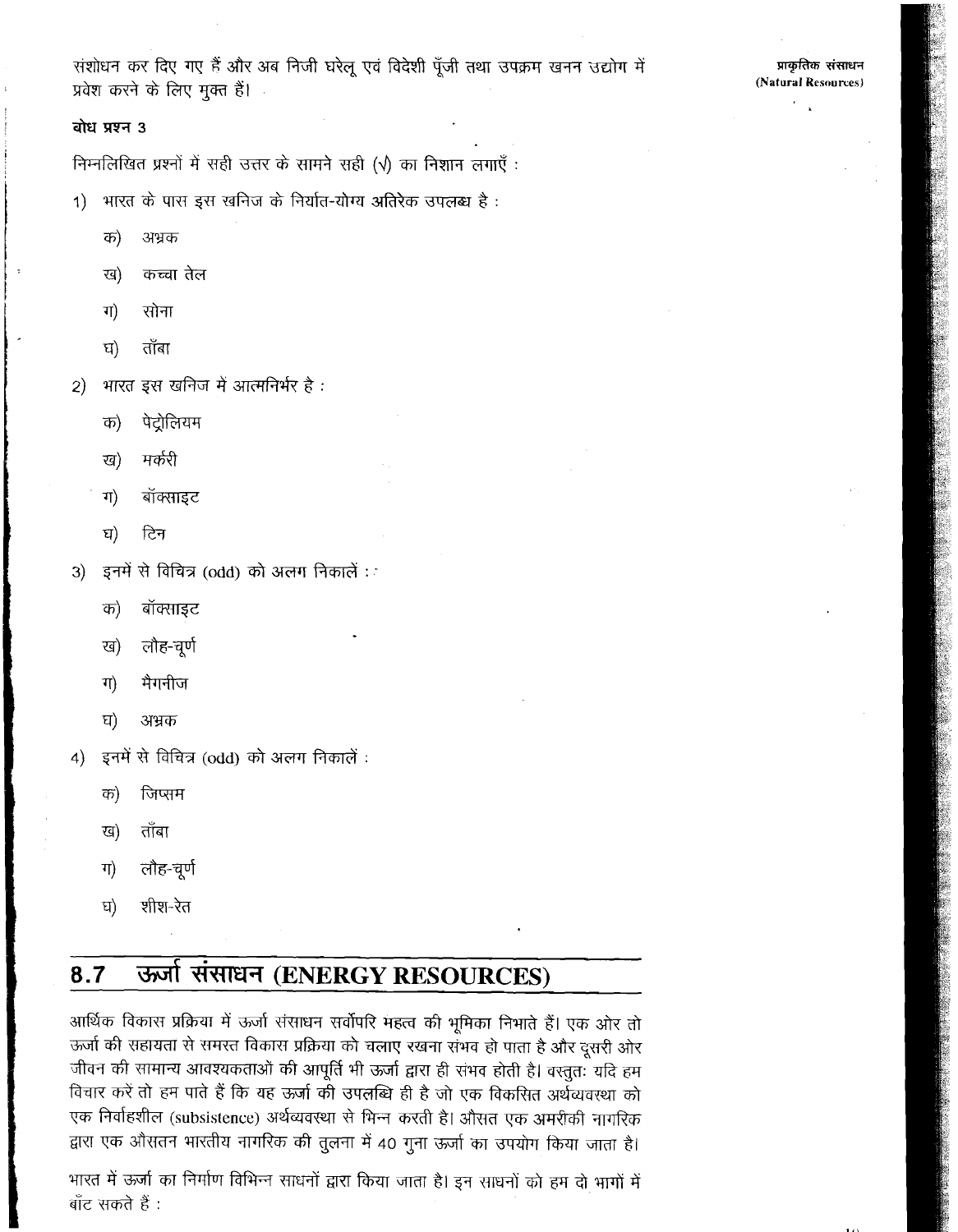संशोधन कर दिए गए हैं और अब निजी घरेलू एवं विदेशी पूँजी तथा उपक्रम खनन उद्योग में प्रवेश करने के लिए मुक्त हैं।

**बोध प्रश्न 3**

निम्नलिखित प्रश्नों में सही उत्तर के सामने सही (√) का निशान लगाएँ :

1) भारत के पास इस खनिज के निर्यात-योग्य अतिरेक उपलब्ध है :

   क) अभ्रक

   ख) कच्चा तेल

   ग) सोना

   घ) ताँबा

2) भारत इस खनिज में आत्मनिर्भर है :

   क) पेट्रोलियम

   ख) मर्करी

   ग) बॉक्साइट

   घ) टिन

3) इनमें से विचित्र (odd) को अलग निकालें :

   क) बॉक्साइट

   ख) लौह-चूर्ण

   ग) मैगनीज

   घ) अभ्रक

4) इनमें से विचित्र (odd) को अलग निकालें :

   क) जिप्सम

   ख) ताँबा

   ग) लौह-चूर्ण

   घ) शीश-रेत

## 8.7 ऊर्जा संसाधन (ENERGY RESOURCES)

आर्थिक विकास प्रक्रिया में ऊर्जा संसाधन सर्वोपरि महत्व की भूमिका निभाते हैं। एक ओर तो ऊर्जा की सहायता से समस्त विकास प्रक्रिया को चलाए रखना संभव हो पाता है और दूसरी ओर जीवन की सामान्य आवश्यकताओं की आपूर्ति भी ऊर्जा द्वारा ही संभव होती है। वस्तुतः यदि हम विचार करें तो हम पाते हैं कि यह ऊर्जा की उपलब्धि ही है जो एक विकसित अर्थव्यवस्था को एक निर्वाहशील (subsistence) अर्थव्यवस्था से भिन्न करती है। औसत एक अमरीकी नागरिक द्वारा एक औसतन भारतीय नागरिक की तुलना में 40 गुना ऊर्जा का उपयोग किया जाता है।

भारत में ऊर्जा का निर्माण विभिन्न साधनों द्वारा किया जाता है। इन साधनों को हम दो भागों में बाँट सकते हैं :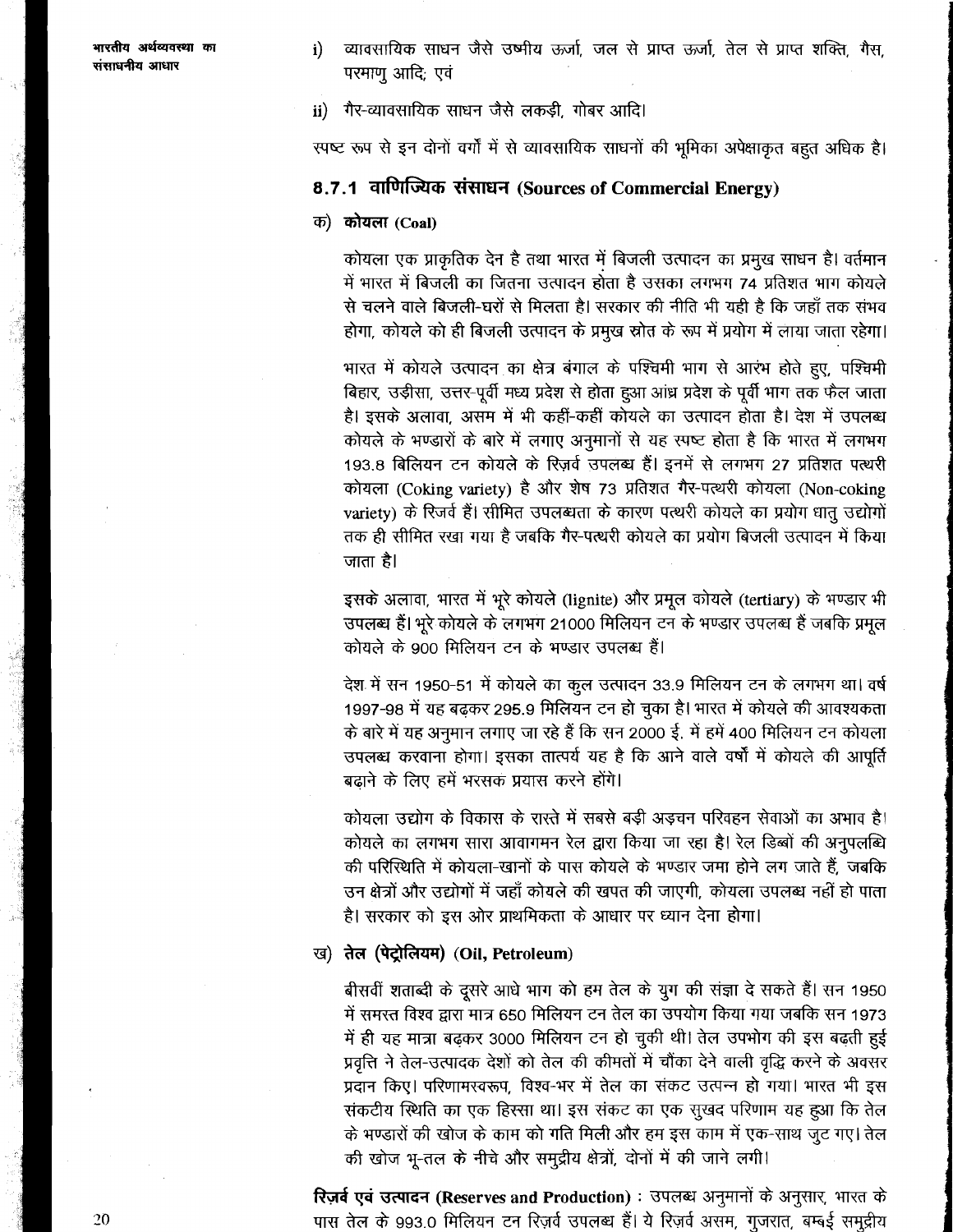i) व्यावसायिक साधन जैसे उष्मीय ऊर्जा, जल से प्राप्त ऊर्जा, तेल से प्राप्त शक्ति, गैस, परमाणु आदि; एवं

ii) गैर-व्यावसायिक साधन जैसे लकड़ी, गोबर आदि।

स्पष्ट रूप से इन दोनों वर्गों में से व्यावसायिक साधनों की भूमिका अपेक्षाकृत बहुत अधिक है।

### 8.7.1 वाणिज्यिक संसाधन (Sources of Commercial Energy)

**क) कोयला (Coal)**

कोयला एक प्राकृतिक देन है तथा भारत में बिजली उत्पादन का प्रमुख साधन है। वर्तमान में भारत में बिजली का जितना उत्पादन होता है उसका लगभग 74 प्रतिशत भाग कोयले से चलने वाले बिजली-घरों से मिलता है। सरकार की नीति भी यही है कि जहाँ तक संभव होगा, कोयले को ही बिजली उत्पादन के प्रमुख स्रोत के रूप में प्रयोग में लाया जाता रहेगा।

भारत में कोयले उत्पादन का क्षेत्र बंगाल के पश्चिमी भाग से आरंभ होते हुए, पश्चिमी बिहार, उड़ीसा, उत्तर-पूर्वी मध्य प्रदेश से होता हुआ आंध्र प्रदेश के पूर्वी भाग तक फैल जाता है। इसके अलावा, असम में भी कहीं-कहीं कोयले का उत्पादन होता है। देश में उपलब्ध कोयले के भण्डारों के बारे में लगाए अनुमानों से यह स्पष्ट होता है कि भारत में लगभग 193.8 बिलियन टन कोयले के रिज़र्व उपलब्ध हैं। इनमें से लगभग 27 प्रतिशत पत्थरी कोयला (Coking variety) है और शेष 73 प्रतिशत गैर-पत्थरी कोयला (Non-coking variety) के रिजर्व हैं। सीमित उपलब्धता के कारण पत्थरी कोयले का प्रयोग धातु उद्योगों तक ही सीमित रखा गया है जबकि गैर-पत्थरी कोयले का प्रयोग बिजली उत्पादन में किया जाता है।

इसके अलावा, भारत में भूरे कोयले (lignite) और प्रमूल कोयले (tertiary) के भण्डार भी उपलब्ध हैं। भूरे कोयले के लगभग 21000 मिलियन टन के भण्डार उपलब्ध हैं जबकि प्रमूल कोयले के 900 मिलियन टन के भण्डार उपलब्ध हैं।

देश में सन 1950-51 में कोयले का कुल उत्पादन 33.9 मिलियन टन के लगभग था। वर्ष 1997-98 में यह बढ़कर 295.9 मिलियन टन हो चुका है। भारत में कोयले की आवश्यकता के बारे में यह अनुमान लगाए जा रहे हैं कि सन 2000 ई. में हमें 400 मिलियन टन कोयला उपलब्ध करवाना होगा। इसका तात्पर्य यह है कि आने वाले वर्षों में कोयले की आपूर्ति बढ़ाने के लिए हमें भरसक प्रयास करने होंगे।

कोयला उद्योग के विकास के रास्ते में सबसे बड़ी अड़चन परिवहन सेवाओं का अभाव है। कोयले का लगभग सारा आवागमन रेल द्वारा किया जा रहा है। रेल डिब्बों की अनुपलब्धि की परिस्थिति में कोयला-खानों के पास कोयले के भण्डार जमा होने लग जाते हैं, जबकि उन क्षेत्रों और उद्योगों में जहाँ कोयले की खपत की जाएगी, कोयला उपलब्ध नहीं हो पाता है। सरकार को इस ओर प्राथमिकता के आधार पर ध्यान देना होगा।

**ख) तेल (पेट्रोलियम) (Oil, Petroleum)**

बीसवीं शताब्दी के दूसरे आधे भाग को हम तेल के युग की संज्ञा दे सकते हैं। सन 1950 में समस्त विश्व द्वारा मात्र 650 मिलियन टन तेल का उपयोग किया गया जबकि सन 1973 में ही यह मात्रा बढ़कर 3000 मिलियन टन हो चुकी थी। तेल उपभोग की इस बढ़ती हुई प्रवृत्ति ने तेल-उत्पादक देशों को तेल की कीमतों में चौंका देने वाली वृद्धि करने के अवसर प्रदान किए। परिणामस्वरूप, विश्व-भर में तेल का संकट उत्पन्न हो गया। भारत भी इस संकटीय स्थिति का एक हिस्सा था। इस संकट का एक सुखद परिणाम यह हुआ कि तेल के भण्डारों की खोज के काम को गति मिली और हम इस काम में एक-साथ जुट गए। तेल की खोज भू-तल के नीचे और समुद्रीय क्षेत्रों, दोनों में की जाने लगी।

**रिज़र्व एवं उत्पादन (Reserves and Production)** : उपलब्ध अनुमानों के अनुसार, भारत के पास तेल के 993.0 मिलियन टन रिज़र्व उपलब्ध हैं। ये रिज़र्व असम, गुजरात, बम्बई समुद्रीय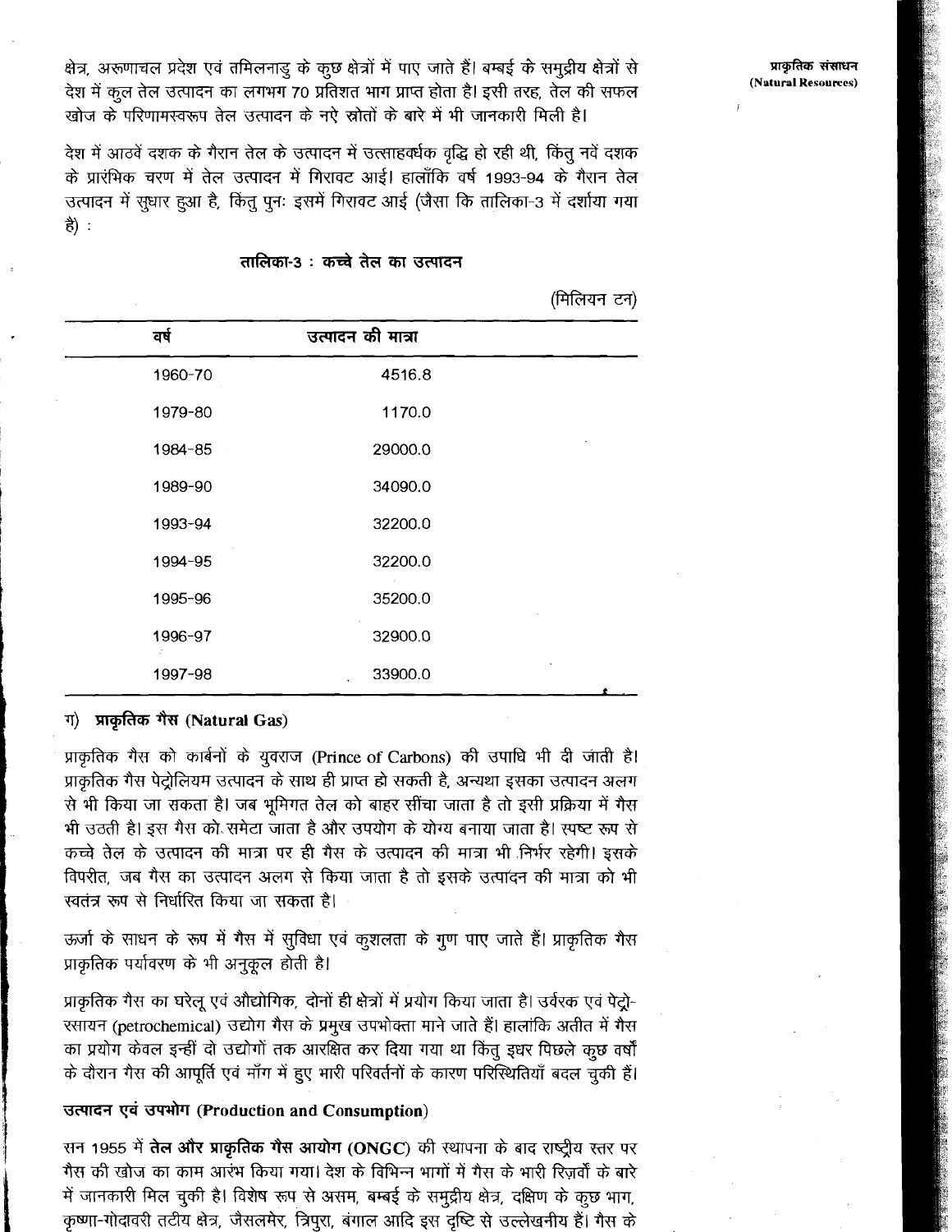क्षेत्र, अरूणाचल प्रदेश एवं तमिलनाडु के कुछ क्षेत्रों में पाए जाते हैं। बम्बई के समुद्रीय क्षेत्रों से देश में कुल तेल उत्पादन का लगभग 70 प्रतिशत भाग प्राप्त होता है। इसी तरह, तेल की सफल खोज के परिणामस्वरूप तेल उत्पादन के नऐ स्रोतों के बारे में भी जानकारी मिली है।

देश में आठवें दशक के गैरान तेल के उत्पादन में उत्साहवर्धक वृद्धि हो रही थी, किंतु नवें दशक के प्रारंभिक चरण में तेल उत्पादन में गिरावट आई। हालाँकि वर्ष 1993-94 के गैरान तेल उत्पादन में सुधार हुआ है, किंतु पुनः इसमें गिरावट आई (जैसा कि तालिका-3 में दर्शाया गया है) :

**तालिका-3 : कच्चे तेल का उत्पादन**

(मिलियन टन)

| वर्ष | उत्पादन की मात्रा |
|---|---|
| 1960-70 | 4516.8 |
| 1979-80 | 1170.0 |
| 1984-85 | 29000.0 |
| 1989-90 | 34090.0 |
| 1993-94 | 32200.0 |
| 1994-95 | 32200.0 |
| 1995-96 | 35200.0 |
| 1996-97 | 32900.0 |
| 1997-98 | 33900.0 |

### ग) प्राकृतिक गैस (Natural Gas)

प्राकृतिक गैस को कार्बनों के युवराज (Prince of Carbons) की उपाधि भी दी जाती है। प्राकृतिक गैस पेट्रोलियम उत्पादन के साथ ही प्राप्त हो सकती है, अन्यथा इसका उत्पादन अलग से भी किया जा सकता है। जब भूमिगत तेल को बाहर सींचा जाता है तो इसी प्रक्रिया में गैस भी उठती है। इस गैस को समेटा जाता है और उपयोग के योग्य बनाया जाता है। स्पष्ट रूप से कच्चे तेल के उत्पादन की मात्रा पर ही गैस के उत्पादन की मात्रा भी निर्भर रहेगी। इसके विपरीत, जब गैस का उत्पादन अलग से किया जाता है तो इसके उत्पादन की मात्रा को भी स्वतंत्र रूप से निर्धारित किया जा सकता है।

ऊर्जा के साधन के रूप में गैस में सुविधा एवं कुशलता के गुण पाए जाते हैं। प्राकृतिक गैस प्राकृतिक पर्यावरण के भी अनुकूल होती है।

प्राकृतिक गैस का घरेलू एवं औद्योगिक, दोनों ही क्षेत्रों में प्रयोग किया जाता है। उर्वरक एवं पेट्रो-रसायन (petrochemical) उद्योग गैस के प्रमुख उपभोक्ता माने जाते हैं। हालांकि अतीत में गैस का प्रयोग केवल इन्हीं दो उद्योगों तक आरक्षित कर दिया गया था किंतु इधर पिछले कुछ वर्षों के दौरान गैस की आपूर्ति एवं माँग में हुए भारी परिवर्तनों के कारण परिस्थितियाँ बदल चुकी हैं।

**उत्पादन एवं उपभोग (Production and Consumption)**

सन 1955 में **तेल और प्राकृतिक गैस आयोग (ONGC)** की स्थापना के बाद राष्ट्रीय स्तर पर गैस की खोज का काम आरंभ किया गया। देश के विभिन्न भागों में गैस के भारी रिज़र्वों के बारे में जानकारी मिल चुकी है। विशेष रूप से असम, बम्बई के समुद्रीय क्षेत्र, दक्षिण के कुछ भाग, कृष्णा-गोदावरी तटीय क्षेत्र, जैसलमेर, त्रिपुरा, बंगाल आदि इस दृष्टि से उल्लेखनीय हैं। गैस के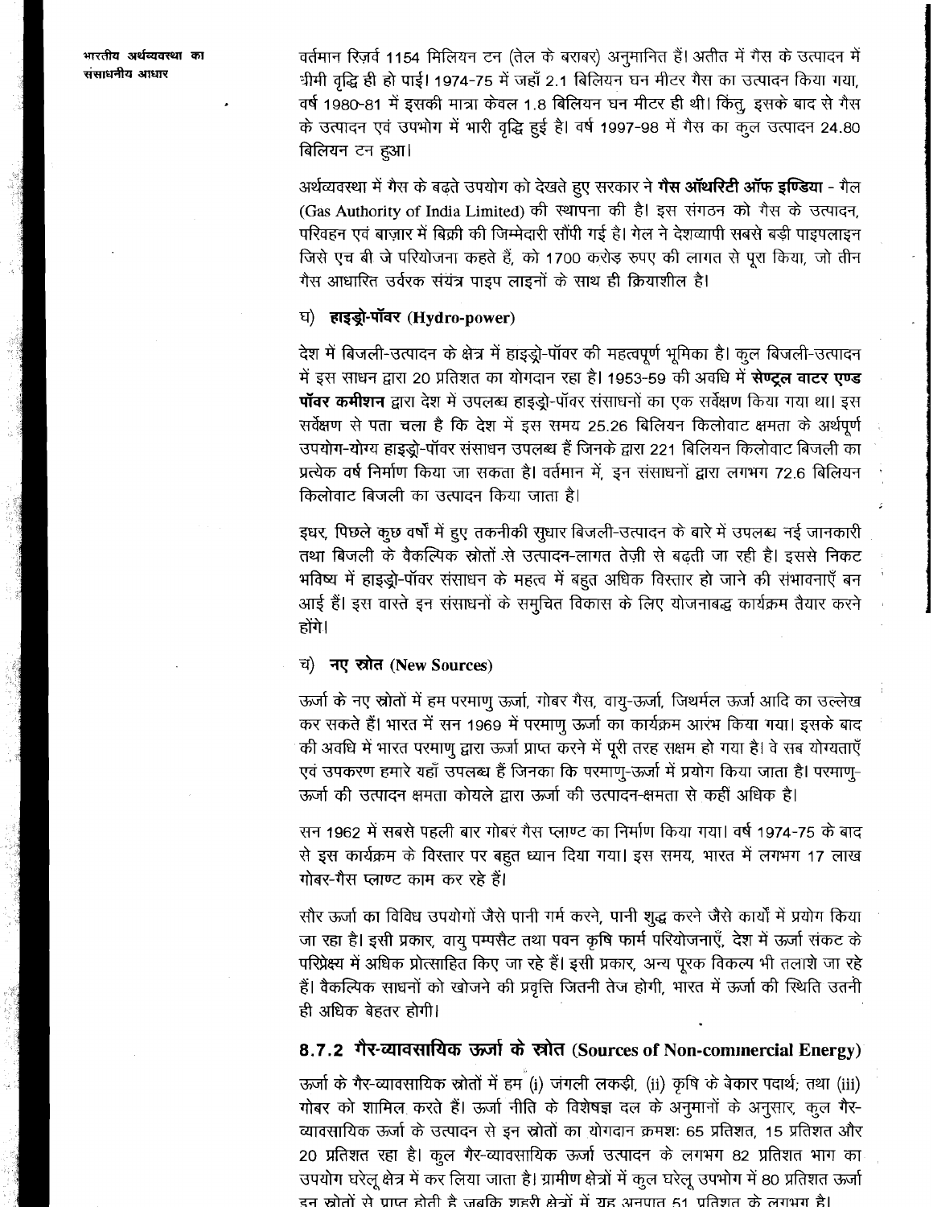वर्तमान रिज़र्व 1154 मिलियन टन (तेल के बराबर) अनुमानित हैं। अतीत में गैस के उत्पादन में धीमी वृद्धि ही हो पाई। 1974-75 में जहाँ 2.1 बिलियन घन मीटर गैस का उत्पादन किया गया, वर्ष 1980-81 में इसकी मात्रा केवल 1.8 बिलियन घन मीटर ही थी। किंतु, इसके बाद से गैस के उत्पादन एवं उपभोग में भारी वृद्धि हुई है। वर्ष 1997-98 में गैस का कुल उत्पादन 24.80 बिलियन टन हुआ।

अर्थव्यवस्था में गैस के बढ़ते उपयोग को देखते हुए सरकार ने **गैस ऑथरिटी ऑफ इण्डिया** - गैल (Gas Authority of India Limited) की स्थापना की है। इस संगठन को गैस के उत्पादन, परिवहन एवं बाज़ार में बिक्री की जिम्मेदारी सौंपी गई है। गेल ने देशव्यापी सबसे बड़ी पाइपलाइन जिसे एच बी जे परियोजना कहते हैं, को 1700 करोड़ रुपए की लागत से पूरा किया, जो तीन गैस आधारित उर्वरक संयंत्र पाइप लाइनों के साथ ही क्रियाशील है।

### घ) हाइड्रो-पॉवर (Hydro-power)

देश में बिजली-उत्पादन के क्षेत्र में हाइड्रो-पॉवर की महत्वपूर्ण भूमिका है। कुल बिजली-उत्पादन में इस साधन द्वारा 20 प्रतिशत का योगदान रहा है। 1953-59 की अवधि में **सेण्ट्रल वाटर एण्ड पॉवर कमीशन** द्वारा देश में उपलब्ध हाइड्रो-पॉवर संसाधनों का एक सर्वेक्षण किया गया था। इस सर्वेक्षण से पता चला है कि देश में इस समय 25.26 बिलियन किलोवाट क्षमता के अर्थपूर्ण उपयोग-योग्य हाइड्रो-पॉवर संसाधन उपलब्ध हैं जिनके द्वारा 221 बिलियन किलोवाट बिजली का प्रत्येक वर्ष निर्माण किया जा सकता है। वर्तमान में, इन संसाधनों द्वारा लगभग 72.6 बिलियन किलोवाट बिजली का उत्पादन किया जाता है।

इधर, पिछले कुछ वर्षों में हुए तकनीकी सुधार बिजली-उत्पादन के बारे में उपलब्ध नई जानकारी तथा बिजली के वैकल्पिक स्रोतों से उत्पादन-लागत तेज़ी से बढ़ती जा रही है। इससे निकट भविष्य में हाइड्रो-पॉवर संसाधन के महत्व में बहुत अधिक विस्तार हो जाने की संभावनाएँ बन आई हैं। इस वास्ते इन संसाधनों के समुचित विकास के लिए योजनाबद्ध कार्यक्रम तैयार करने होंगे।

### च) नए स्रोत (New Sources)

ऊर्जा के नए स्रोतों में हम परमाणु ऊर्जा, गोबर गैस, वायु-ऊर्जा, जिथर्मल ऊर्जा आदि का उल्लेख कर सकते हैं। भारत में सन 1969 में परमाणु ऊर्जा का कार्यक्रम आरंभ किया गया। इसके बाद की अवधि में भारत परमाणु द्वारा ऊर्जा प्राप्त करने में पूरी तरह सक्षम हो गया है। वे सब योग्यताएँ एवं उपकरण हमारे यहाँ उपलब्ध हैं जिनका कि परमाणु-ऊर्जा में प्रयोग किया जाता है। परमाणु-ऊर्जा की उत्पादन क्षमता कोयले द्वारा ऊर्जा की उत्पादन-क्षमता से कहीं अधिक है।

सन 1962 में सबसे पहली बार गोबर गैस प्लाण्ट का निर्माण किया गया। वर्ष 1974-75 के बाद से इस कार्यक्रम के विस्तार पर बहुत ध्यान दिया गया। इस समय, भारत में लगभग 17 लाख गोबर-गैस प्लाण्ट काम कर रहे हैं।

सौर ऊर्जा का विविध उपयोगों जैसे पानी गर्म करने, पानी शुद्ध करने जैसे कार्यों में प्रयोग किया जा रहा है। इसी प्रकार, वायु पम्पसैट तथा पवन कृषि फार्म परियोजनाएँ, देश में ऊर्जा संकट के परिप्रेक्ष्य में अधिक प्रोत्साहित किए जा रहे हैं। इसी प्रकार, अन्य पूरक विकल्प भी तलाशे जा रहे हैं। वैकल्पिक साधनों को खोजने की प्रवृत्ति जितनी तेज होगी, भारत में ऊर्जा की स्थिति उतनी ही अधिक बेहतर होगी।

## 8.7.2 गैर-व्यावसायिक ऊर्जा के स्रोत (Sources of Non-commercial Energy)

ऊर्जा के गैर-व्यावसायिक स्रोतों में हम (i) जंगली लकड़ी, (ii) कृषि के बेकार पदार्थ; तथा (iii) गोबर को शामिल करते हैं। ऊर्जा नीति के विशेषज्ञ दल के अनुमानों के अनुसार, कुल गैर-व्यावसायिक ऊर्जा के उत्पादन से इन स्रोतों का योगदान क्रमशः 65 प्रतिशत, 15 प्रतिशत और 20 प्रतिशत रहा है। कुल गैर-व्यावसायिक ऊर्जा उत्पादन के लगभग 82 प्रतिशत भाग का उपयोग घरेलू क्षेत्र में कर लिया जाता है। ग्रामीण क्षेत्रों में कुल घरेलू उपभोग में 80 प्रतिशत ऊर्जा इन स्रोतों से प्राप्त होती है जबकि शहरी क्षेत्रों में यह अनुपात 51 प्रतिशत के लगभग है।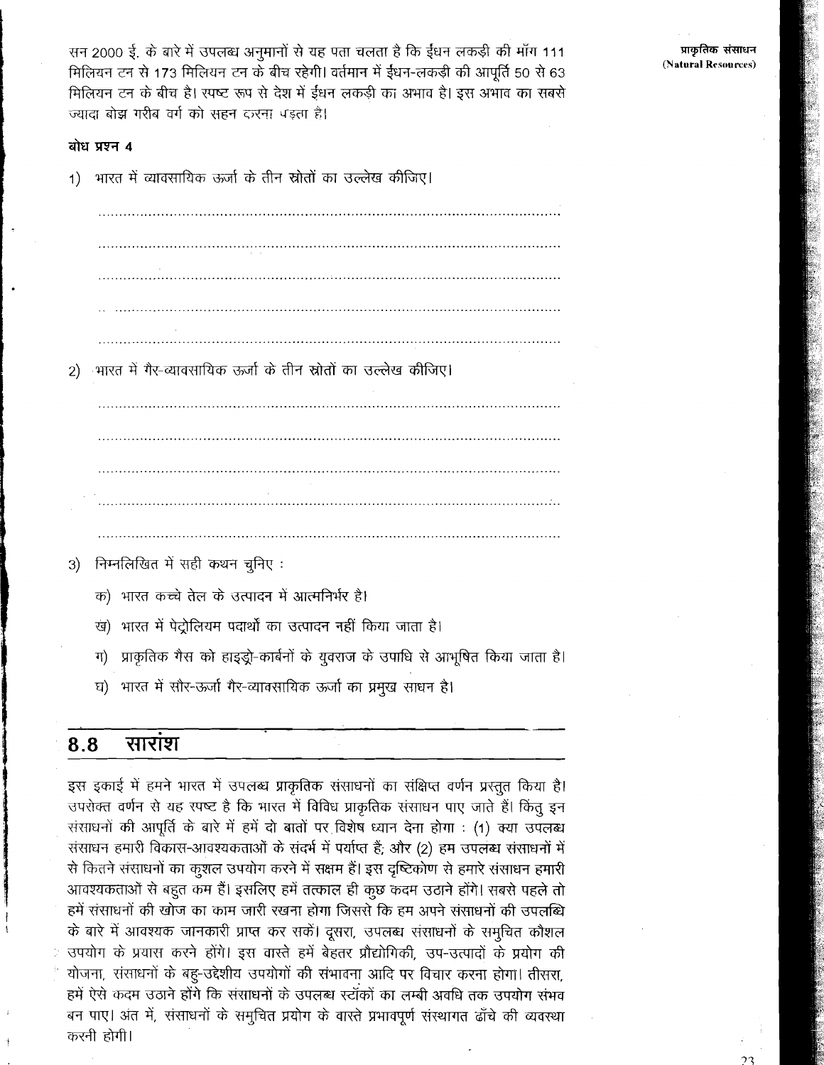सन 2000 ई. के बारे में उपलब्ध अनुमानों से यह पता चलता है कि ईंधन लकड़ी की माँग 111 मिलियन टन से 173 मिलियन टन के बीच रहेगी। वर्तमान में ईंधन-लकड़ी की आपूर्ति 50 से 63 मिलियन टन के बीच है। स्पष्ट रूप से देश में ईंधन लकड़ी का अभाव है। इस अभाव का सबसे ज्यादा बोझ गरीब वर्ग को सहन करना पड़ता है।

**बोध प्रश्न 4**

1) भारत में व्यावसायिक ऊर्जा के तीन स्रोतों का उल्लेख कीजिए।

..............................................................................................................

..............................................................................................................

..............................................................................................................

..............................................................................................................

..............................................................................................................

2) भारत में गैर-व्यावसायिक ऊर्जा के तीन स्रोतों का उल्लेख कीजिए।

..............................................................................................................

..............................................................................................................

..............................................................................................................

..............................................................................................................

..............................................................................................................

3) निम्नलिखित में सही कथन चुनिए :

   क) भारत कच्चे तेल के उत्पादन में आत्मनिर्भर है।

   ख) भारत में पेट्रोलियम पदार्थों का उत्पादन नहीं किया जाता है।

   ग) प्राकृतिक गैस को हाइड्रो-कार्बनों के युवराज के उपाधि से आभूषित किया जाता है।

   घ) भारत में सौर-ऊर्जा गैर-व्यावसायिक ऊर्जा का प्रमुख साधन है।

## 8.8 सारांश

इस इकाई में हमने भारत में उपलब्ध प्राकृतिक संसाधनों का संक्षिप्त वर्णन प्रस्तुत किया है। उपरोक्त वर्णन से यह स्पष्ट है कि भारत में विविध प्राकृतिक संसाधन पाए जाते हैं। किंतु इन संसाधनों की आपूर्ति के बारे में हमें दो बातों पर विशेष ध्यान देना होगा : (1) क्या उपलब्ध संसाधन हमारी विकास-आवश्यकताओं के संदर्भ में पर्याप्त हैं; और (2) हम उपलब्ध संसाधनों में से कितने संसाधनों का कुशल उपयोग करने में सक्षम हैं। इस दृष्टिकोण से हमारे संसाधन हमारी आवश्यकताओं से बहुत कम हैं। इसलिए हमें तत्काल ही कुछ कदम उठाने होंगे। सबसे पहले तो हमें संसाधनों की खोज का काम जारी रखना होगा जिससे कि हम अपने संसाधनों की उपलब्धि के बारे में आवश्यक जानकारी प्राप्त कर सकें। दूसरा, उपलब्ध संसाधनों के समुचित कौशल उपयोग के प्रयास करने होंगे। इस वास्ते हमें बेहतर प्रौद्योगिकी, उप-उत्पादों के प्रयोग की योजना, संसाधनों के बहु-उद्देशीय उपयोगों की संभावना आदि पर विचार करना होगा। तीसरा, हमें ऐसे कदम उठाने होंगे कि संसाधनों के उपलब्ध स्टॉकों का लम्बी अवधि तक उपयोग संभव बन पाए। अंत में, संसाधनों के समुचित प्रयोग के वास्ते प्रभावपूर्ण संस्थागत ढाँचे की व्यवस्था करनी होगी।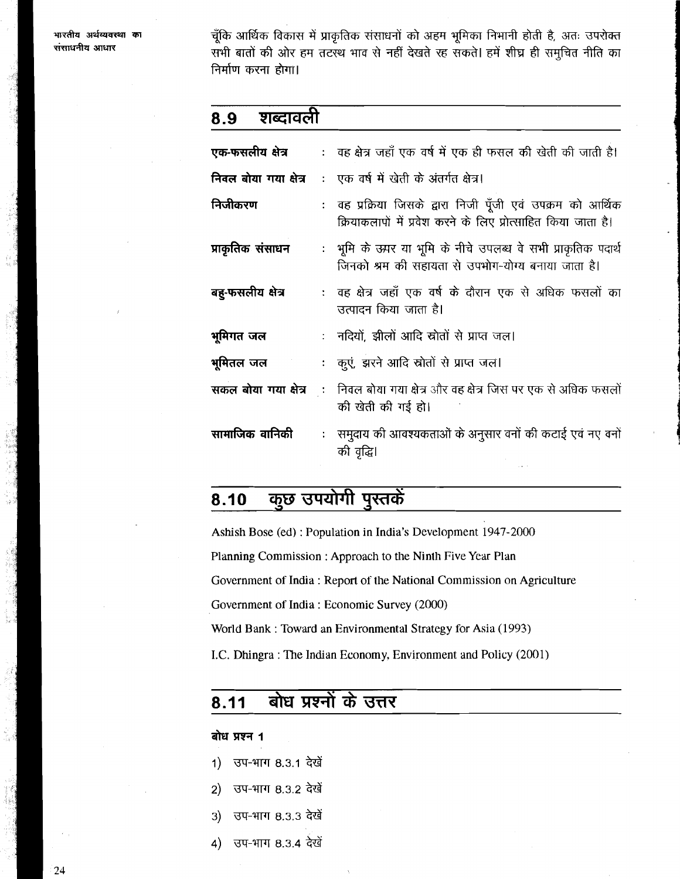चूँकि आर्थिक विकास में प्राकृतिक संसाधनों को अहम भूमिका निभानी होती है, अतः उपरोक्त सभी बातों की ओर हम तटस्थ भाव से नहीं देखते रह सकते। हमें शीघ्र ही समुचित नीति का निर्माण करना होगा।

## 8.9 शब्दावली

**एक-फसलीय क्षेत्र** : वह क्षेत्र जहाँ एक वर्ष में एक ही फसल की खेती की जाती है।

**निवल बोया गया क्षेत्र** : एक वर्ष में खेती के अंतर्गत क्षेत्र।

**निजीकरण** : वह प्रक्रिया जिसके द्वारा निजी पूँजी एवं उपक्रम को आर्थिक क्रियाकलापों में प्रवेश करने के लिए प्रोत्साहित किया जाता है।

**प्राकृतिक संसाधन** : भूमि के ऊपर या भूमि के नीचे उपलब्ध वे सभी प्राकृतिक पदार्थ जिनको श्रम की सहायता से उपभोग-योग्य बनाया जाता है।

**बहु-फसलीय क्षेत्र** : वह क्षेत्र जहाँ एक वर्ष के दौरान एक से अधिक फसलों का उत्पादन किया जाता है।

**भूमिगत जल** : नदियों, झीलों आदि स्रोतों से प्राप्त जल।

**भूमितल जल** : कुएं, झरने आदि स्रोतों से प्राप्त जल।

**सकल बोया गया क्षेत्र** : निवल बोया गया क्षेत्र और वह क्षेत्र जिस पर एक से अधिक फसलों की खेती की गई हो।

**सामाजिक वानिकी** : समुदाय की आवश्यकताओं के अनुसार वनों की कटाई एवं नए वनों की वृद्धि।

## 8.10 कुछ उपयोगी पुस्तकें

Ashish Bose (ed) : Population in India's Development 1947-2000

Planning Commission : Approach to the Ninth Five Year Plan

Government of India : Report of the National Commission on Agriculture

Government of India : Economic Survey (2000)

World Bank : Toward an Environmental Strategy for Asia (1993)

I.C. Dhingra : The Indian Economy, Environment and Policy (2001)

## 8.11 बोध प्रश्नों के उत्तर

**बोध प्रश्न 1**

1) उप-भाग 8.3.1 देखें
2) उप-भाग 8.3.2 देखें
3) उप-भाग 8.3.3 देखें
4) उप-भाग 8.3.4 देखें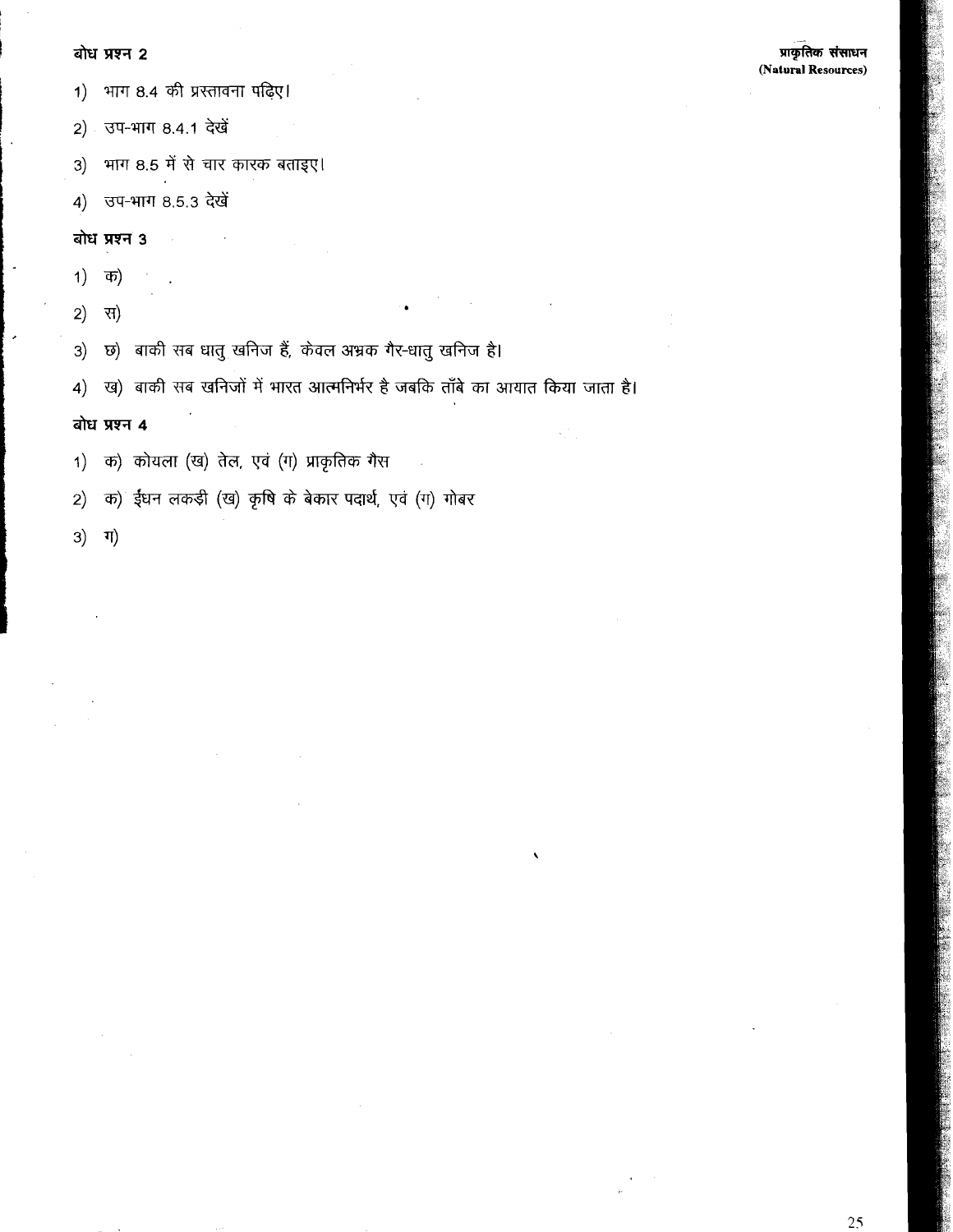### बोध प्रश्न 2

1) भाग 8.4 की प्रस्तावना पढ़िए।

2) उप-भाग 8.4.1 देखें

3) भाग 8.5 में से चार कारक बताइए।

4) उप-भाग 8.5.3 देखें

### बोध प्रश्न 3

1) क)

2) ख)

3) छ) बाकी सब धातु खनिज हैं, केवल अभ्रक गैर-धातु खनिज है।

4) ख) बाकी सब खनिजों में भारत आत्मनिर्भर है जबकि ताँबे का आयात किया जाता है।

### बोध प्रश्न 4

1) क) कोयला (ख) तेल, एवं (ग) प्राकृतिक गैस

2) क) ईंधन लकड़ी (ख) कृषि के बेकार पदार्थ, एवं (ग) गोबर

3) ग)